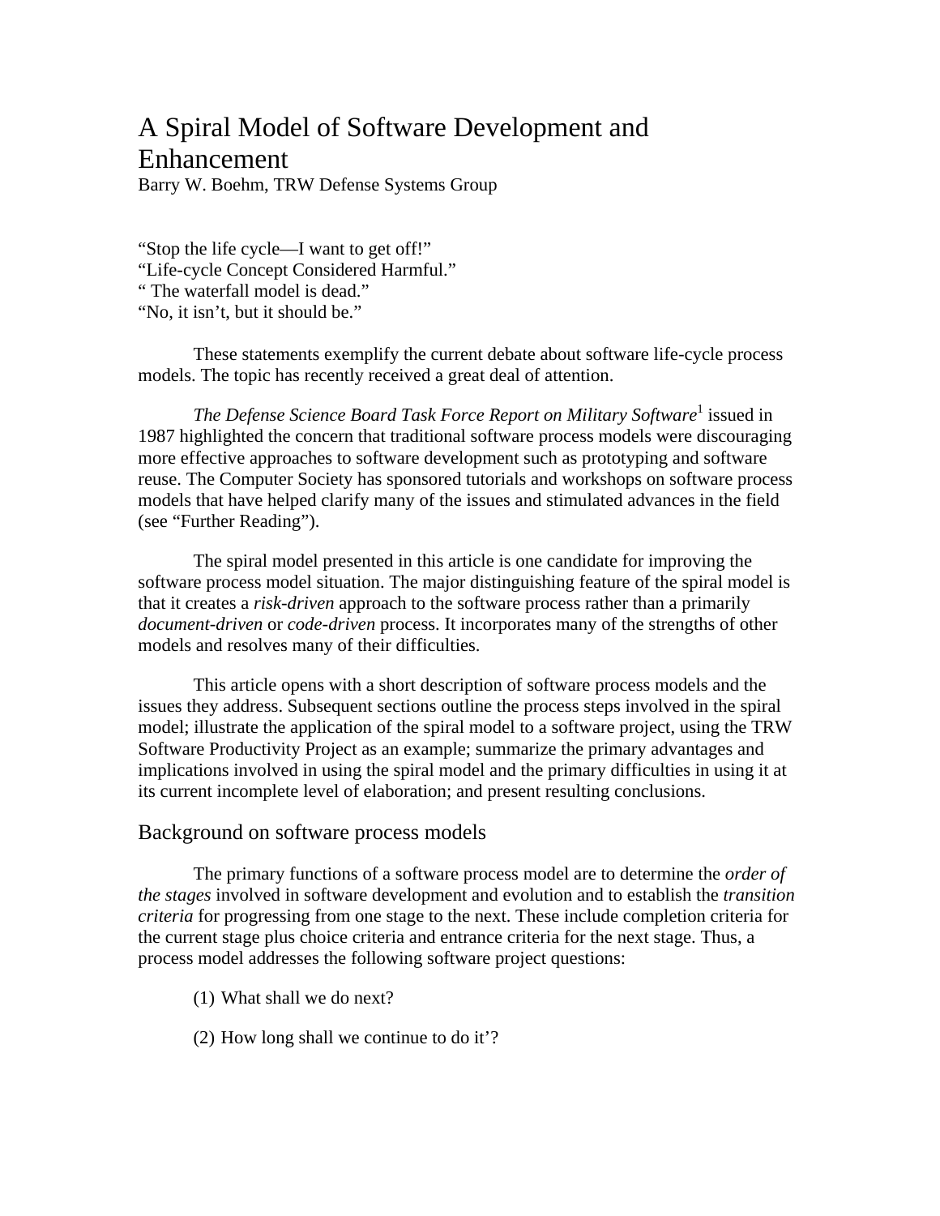# A Spiral Model of Software Development and Enhancement

Barry W. Boehm, TRW Defense Systems Group

"Stop the life cycle—I want to get off!"
"Life-cycle Concept Considered Harmful."
" The waterfall model is dead."
"No, it isn't, but it should be."

These statements exemplify the current debate about software life-cycle process models. The topic has recently received a great deal of attention.

*The Defense Science Board Task Force Report on Military Software*[1] issued in 1987 highlighted the concern that traditional software process models were discouraging more effective approaches to software development such as prototyping and software reuse. The Computer Society has sponsored tutorials and workshops on software process models that have helped clarify many of the issues and stimulated advances in the field (see "Further Reading").

The spiral model presented in this article is one candidate for improving the software process model situation. The major distinguishing feature of the spiral model is that it creates a *risk-driven* approach to the software process rather than a primarily *document-driven* or *code-driven* process. It incorporates many of the strengths of other models and resolves many of their difficulties.

This article opens with a short description of software process models and the issues they address. Subsequent sections outline the process steps involved in the spiral model; illustrate the application of the spiral model to a software project, using the TRW Software Productivity Project as an example; summarize the primary advantages and implications involved in using the spiral model and the primary difficulties in using it at its current incomplete level of elaboration; and present resulting conclusions.

## Background on software process models

The primary functions of a software process model are to determine the *order of the stages* involved in software development and evolution and to establish the *transition criteria* for progressing from one stage to the next. These include completion criteria for the current stage plus choice criteria and entrance criteria for the next stage. Thus, a process model addresses the following software project questions:

(1) What shall we do next?

(2) How long shall we continue to do it'?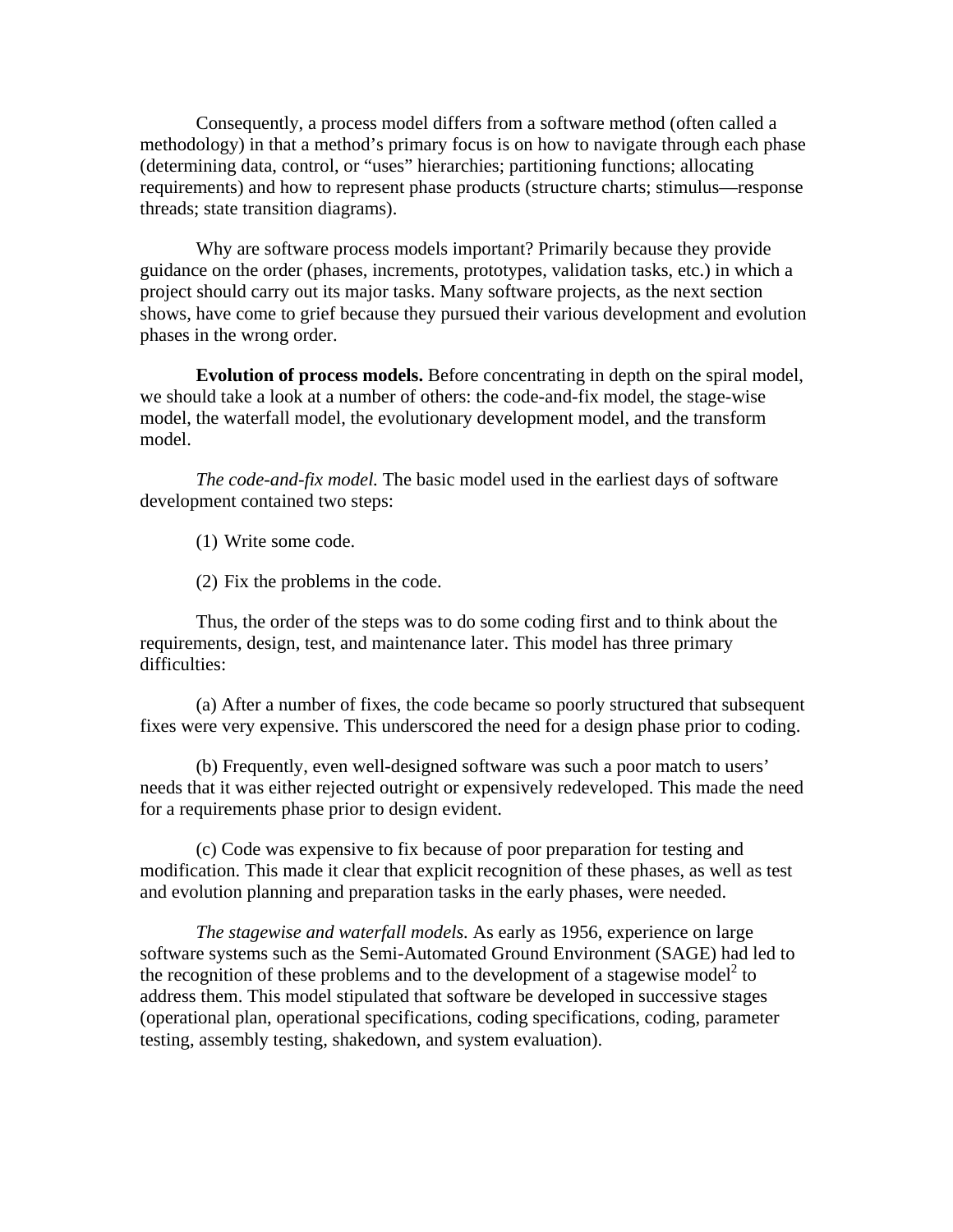Consequently, a process model differs from a software method (often called a methodology) in that a method's primary focus is on how to navigate through each phase (determining data, control, or "uses" hierarchies; partitioning functions; allocating requirements) and how to represent phase products (structure charts; stimulus—response threads; state transition diagrams).

Why are software process models important? Primarily because they provide guidance on the order (phases, increments, prototypes, validation tasks, etc.) in which a project should carry out its major tasks. Many software projects, as the next section shows, have come to grief because they pursued their various development and evolution phases in the wrong order.

**Evolution of process models.** Before concentrating in depth on the spiral model, we should take a look at a number of others: the code-and-fix model, the stage-wise model, the waterfall model, the evolutionary development model, and the transform model.

*The code-and-fix model.* The basic model used in the earliest days of software development contained two steps:

(1) Write some code.

(2) Fix the problems in the code.

Thus, the order of the steps was to do some coding first and to think about the requirements, design, test, and maintenance later. This model has three primary difficulties:

(a) After a number of fixes, the code became so poorly structured that subsequent fixes were very expensive. This underscored the need for a design phase prior to coding.

(b) Frequently, even well-designed software was such a poor match to users' needs that it was either rejected outright or expensively redeveloped. This made the need for a requirements phase prior to design evident.

(c) Code was expensive to fix because of poor preparation for testing and modification. This made it clear that explicit recognition of these phases, as well as test and evolution planning and preparation tasks in the early phases, were needed.

*The stagewise and waterfall models.* As early as 1956, experience on large software systems such as the Semi-Automated Ground Environment (SAGE) had led to the recognition of these problems and to the development of a stagewise model[2] to address them. This model stipulated that software be developed in successive stages (operational plan, operational specifications, coding specifications, coding, parameter testing, assembly testing, shakedown, and system evaluation).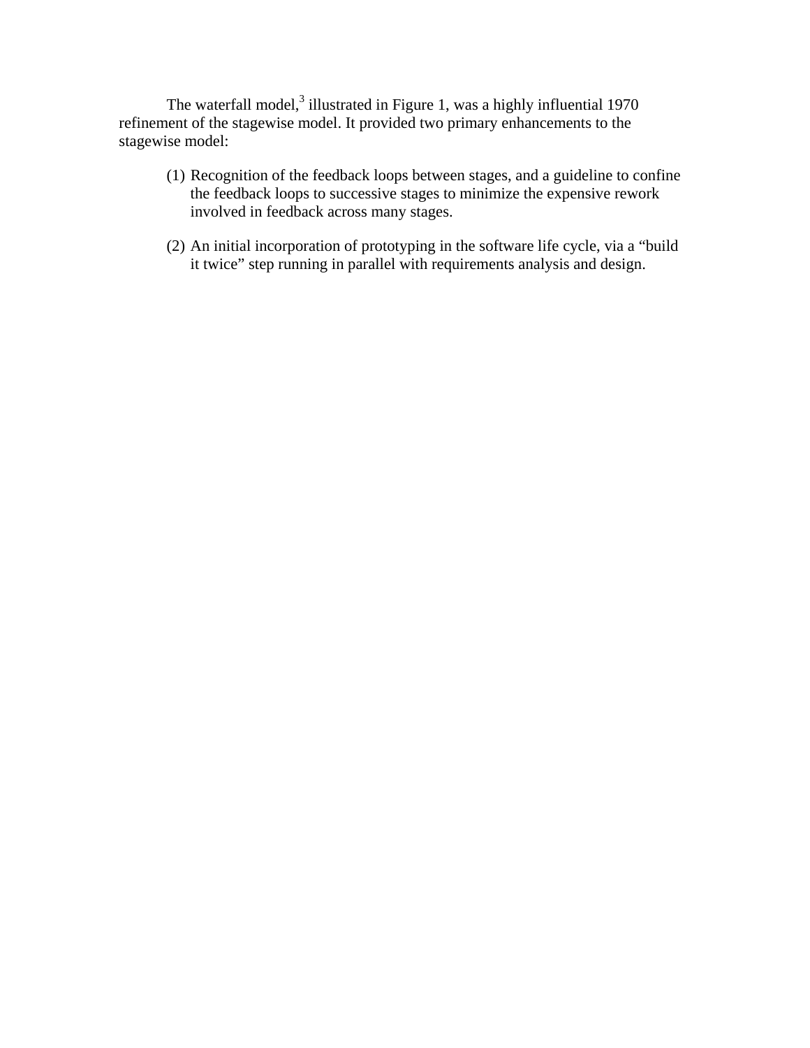The waterfall model,[3] illustrated in Figure 1, was a highly influential 1970 refinement of the stagewise model. It provided two primary enhancements to the stagewise model:

(1) Recognition of the feedback loops between stages, and a guideline to confine the feedback loops to successive stages to minimize the expensive rework involved in feedback across many stages.

(2) An initial incorporation of prototyping in the software life cycle, via a “build it twice” step running in parallel with requirements analysis and design.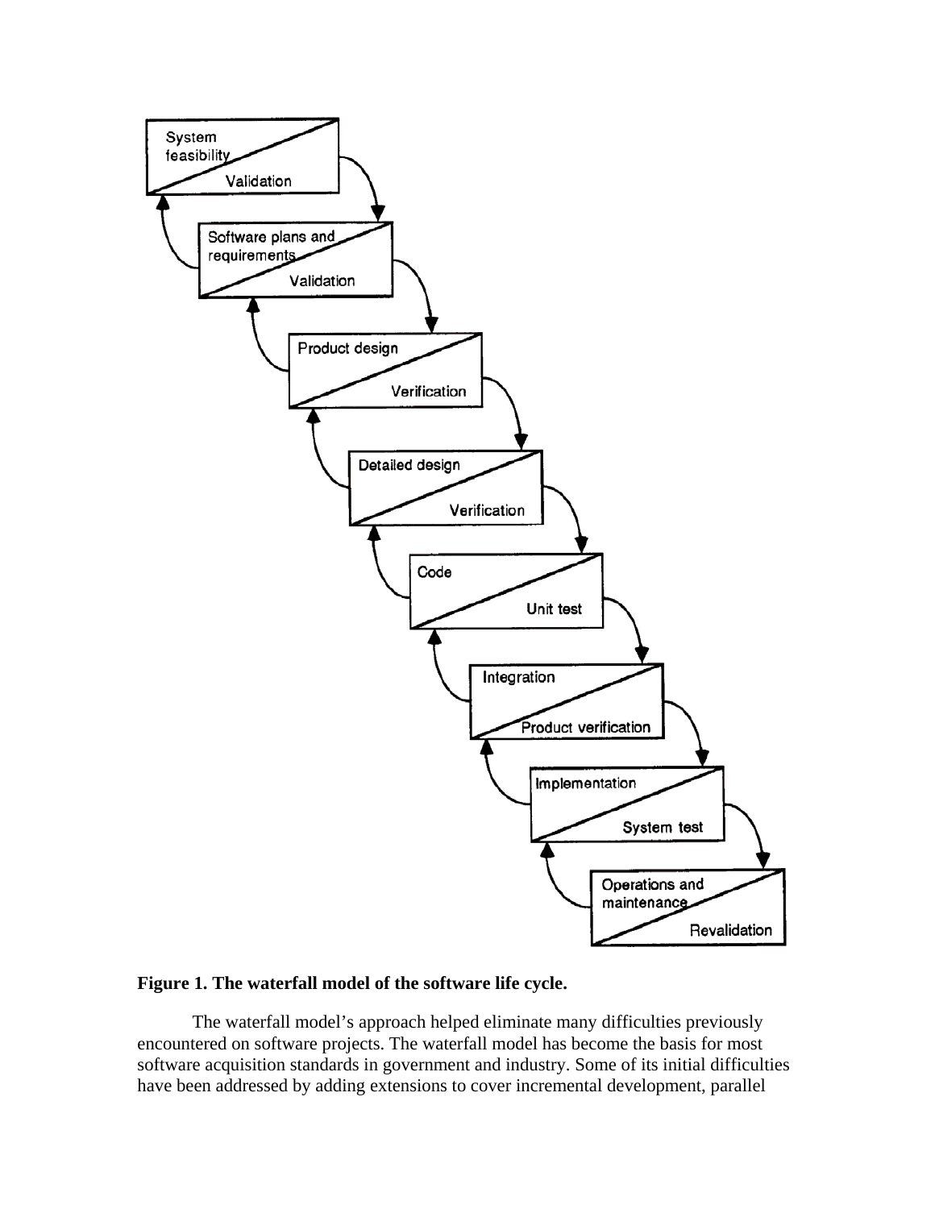**Figure 1. The waterfall model of the software life cycle.**

The waterfall model's approach helped eliminate many difficulties previously encountered on software projects. The waterfall model has become the basis for most software acquisition standards in government and industry. Some of its initial difficulties have been addressed by adding extensions to cover incremental development, parallel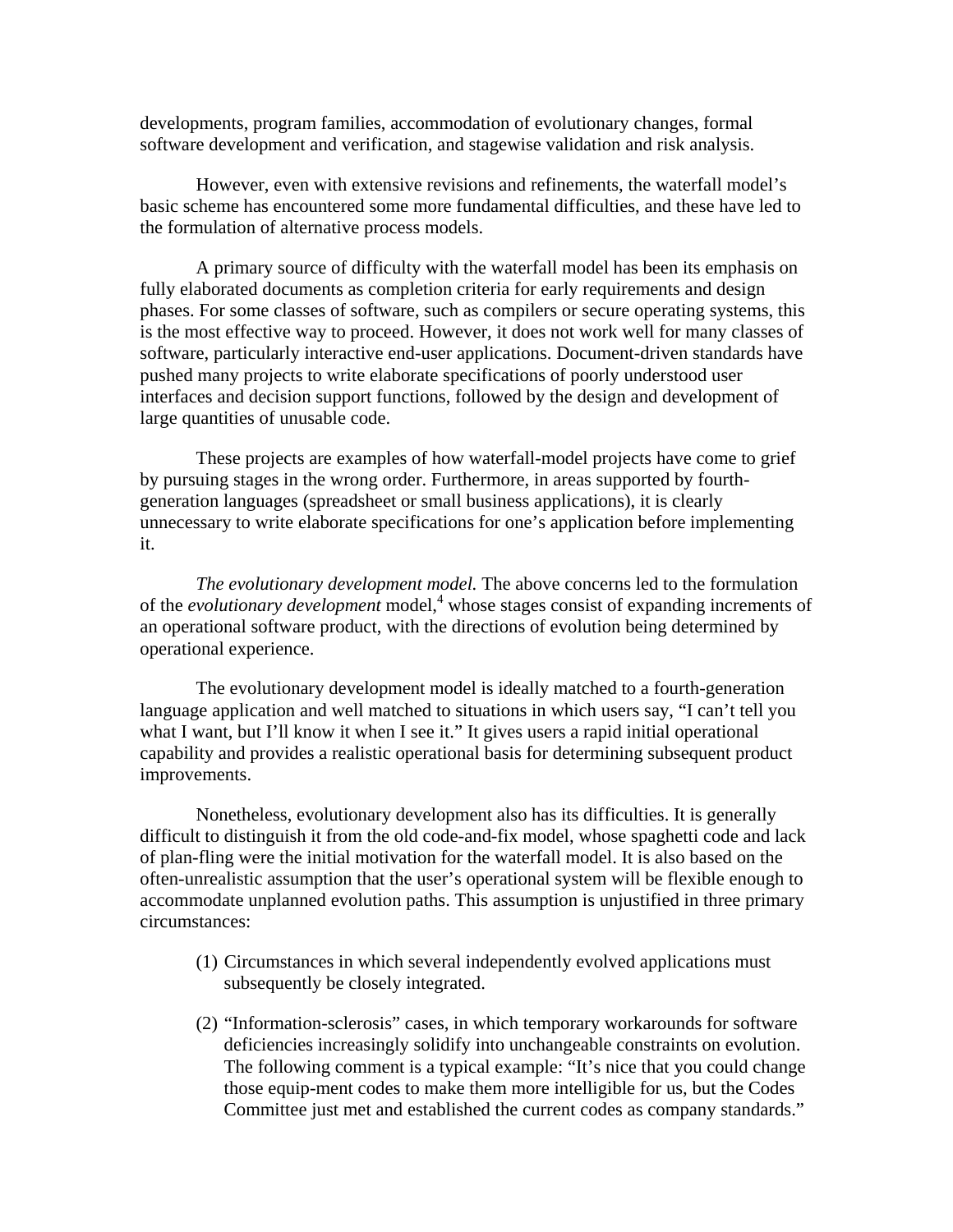developments, program families, accommodation of evolutionary changes, formal software development and verification, and stagewise validation and risk analysis.

However, even with extensive revisions and refinements, the waterfall model's basic scheme has encountered some more fundamental difficulties, and these have led to the formulation of alternative process models.

A primary source of difficulty with the waterfall model has been its emphasis on fully elaborated documents as completion criteria for early requirements and design phases. For some classes of software, such as compilers or secure operating systems, this is the most effective way to proceed. However, it does not work well for many classes of software, particularly interactive end-user applications. Document-driven standards have pushed many projects to write elaborate specifications of poorly understood user interfaces and decision support functions, followed by the design and development of large quantities of unusable code.

These projects are examples of how waterfall-model projects have come to grief by pursuing stages in the wrong order. Furthermore, in areas supported by fourth-generation languages (spreadsheet or small business applications), it is clearly unnecessary to write elaborate specifications for one's application before implementing it.

*The evolutionary development model.* The above concerns led to the formulation of the *evolutionary development* model,[4] whose stages consist of expanding increments of an operational software product, with the directions of evolution being determined by operational experience.

The evolutionary development model is ideally matched to a fourth-generation language application and well matched to situations in which users say, "I can't tell you what I want, but I'll know it when I see it." It gives users a rapid initial operational capability and provides a realistic operational basis for determining subsequent product improvements.

Nonetheless, evolutionary development also has its difficulties. It is generally difficult to distinguish it from the old code-and-fix model, whose spaghetti code and lack of plan-fling were the initial motivation for the waterfall model. It is also based on the often-unrealistic assumption that the user's operational system will be flexible enough to accommodate unplanned evolution paths. This assumption is unjustified in three primary circumstances:

(1) Circumstances in which several independently evolved applications must subsequently be closely integrated.

(2) "Information-sclerosis" cases, in which temporary workarounds for software deficiencies increasingly solidify into unchangeable constraints on evolution. The following comment is a typical example: "It's nice that you could change those equip-ment codes to make them more intelligible for us, but the Codes Committee just met and established the current codes as company standards."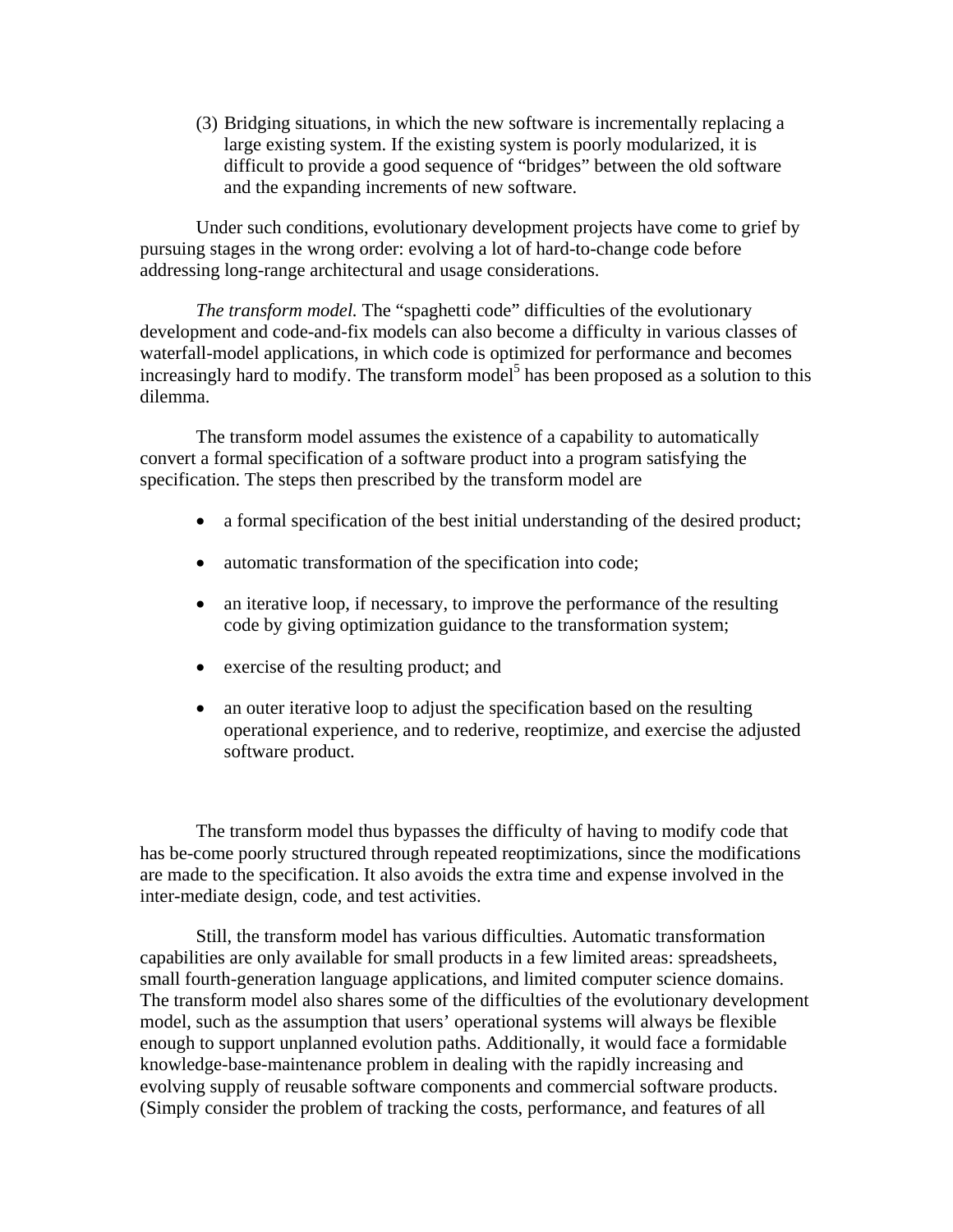(3) Bridging situations, in which the new software is incrementally replacing a large existing system. If the existing system is poorly modularized, it is difficult to provide a good sequence of “bridges” between the old software and the expanding increments of new software.

Under such conditions, evolutionary development projects have come to grief by pursuing stages in the wrong order: evolving a lot of hard-to-change code before addressing long-range architectural and usage considerations.

*The transform model.* The “spaghetti code” difficulties of the evolutionary development and code-and-fix models can also become a difficulty in various classes of waterfall-model applications, in which code is optimized for performance and becomes increasingly hard to modify. The transform model[5] has been proposed as a solution to this dilemma.

The transform model assumes the existence of a capability to automatically convert a formal specification of a software product into a program satisfying the specification. The steps then prescribed by the transform model are

- a formal specification of the best initial understanding of the desired product;
- automatic transformation of the specification into code;
- an iterative loop, if necessary, to improve the performance of the resulting code by giving optimization guidance to the transformation system;
- exercise of the resulting product; and
- an outer iterative loop to adjust the specification based on the resulting operational experience, and to rederive, reoptimize, and exercise the adjusted software product.

The transform model thus bypasses the difficulty of having to modify code that has be-come poorly structured through repeated reoptimizations, since the modifications are made to the specification. It also avoids the extra time and expense involved in the inter-mediate design, code, and test activities.

Still, the transform model has various difficulties. Automatic transformation capabilities are only available for small products in a few limited areas: spreadsheets, small fourth-generation language applications, and limited computer science domains. The transform model also shares some of the difficulties of the evolutionary development model, such as the assumption that users’ operational systems will always be flexible enough to support unplanned evolution paths. Additionally, it would face a formidable knowledge-base-maintenance problem in dealing with the rapidly increasing and evolving supply of reusable software components and commercial software products. (Simply consider the problem of tracking the costs, performance, and features of all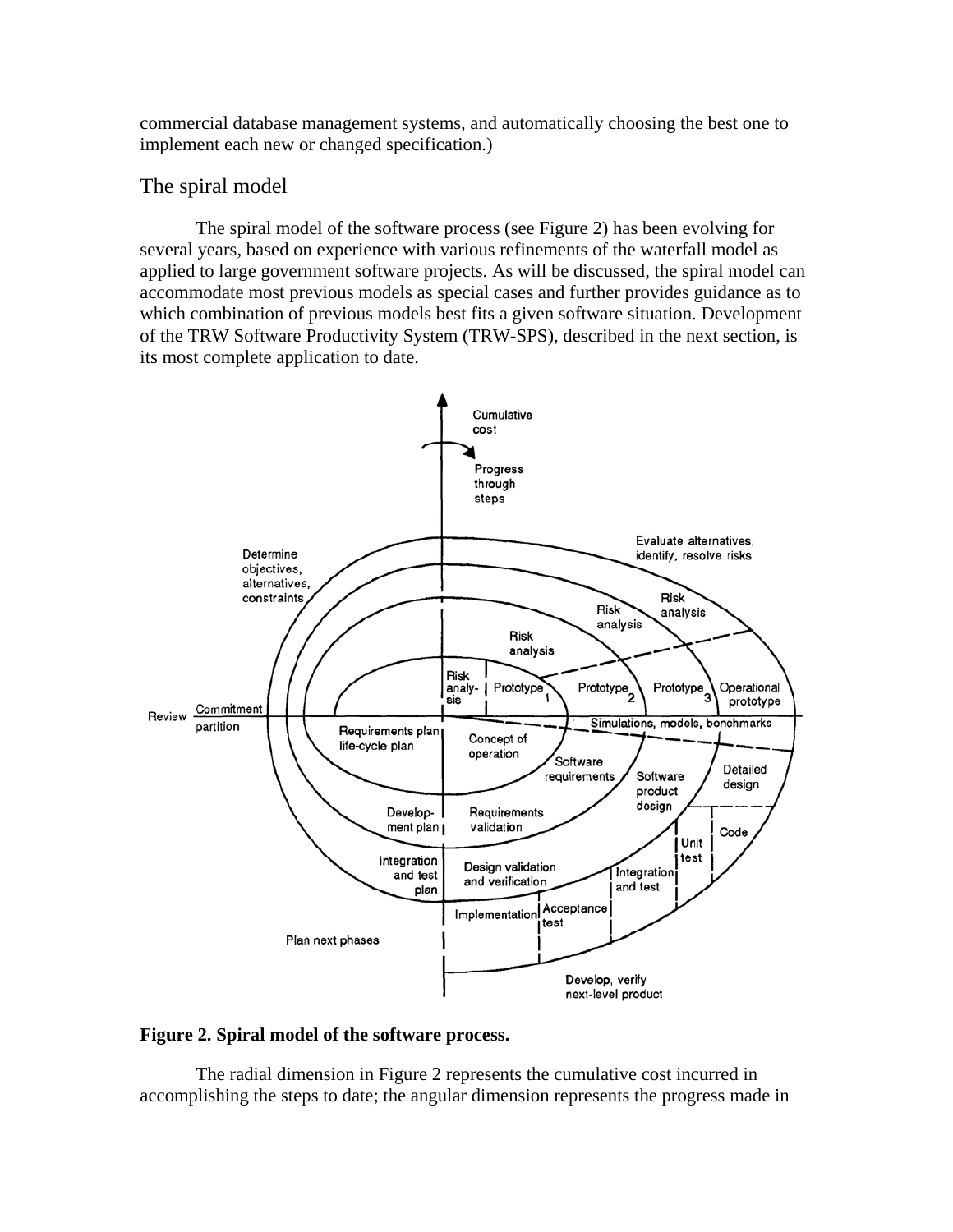commercial database management systems, and automatically choosing the best one to implement each new or changed specification.)

## The spiral model

The spiral model of the software process (see Figure 2) has been evolving for several years, based on experience with various refinements of the waterfall model as applied to large government software projects. As will be discussed, the spiral model can accommodate most previous models as special cases and further provides guidance as to which combination of previous models best fits a given software situation. Development of the TRW Software Productivity System (TRW-SPS), described in the next section, is its most complete application to date.

**Figure 2. Spiral model of the software process.**

The radial dimension in Figure 2 represents the cumulative cost incurred in accomplishing the steps to date; the angular dimension represents the progress made in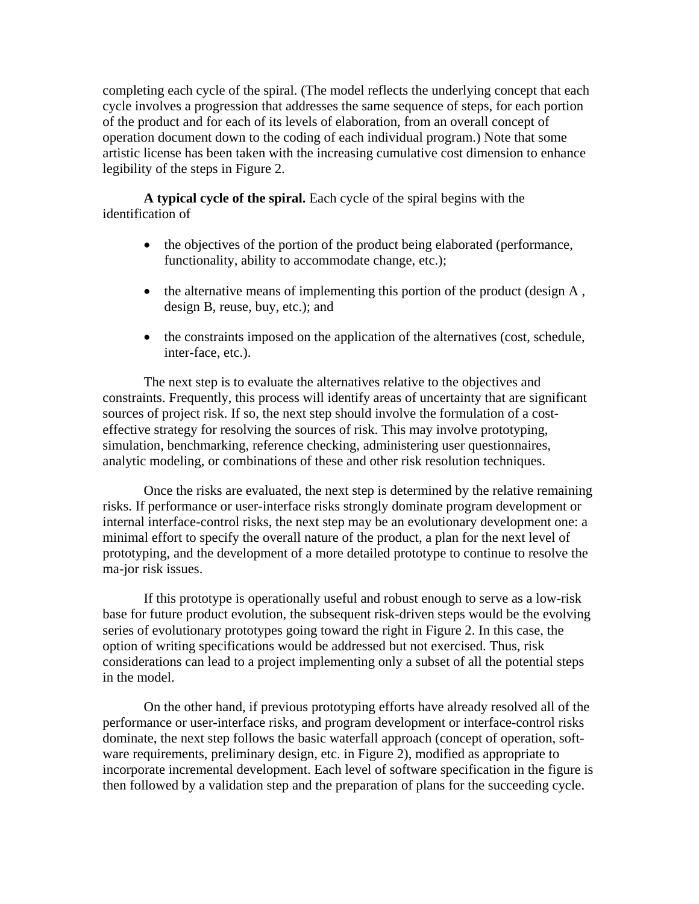completing each cycle of the spiral. (The model reflects the underlying concept that each cycle involves a progression that addresses the same sequence of steps, for each portion of the product and for each of its levels of elaboration, from an overall concept of operation document down to the coding of each individual program.) Note that some artistic license has been taken with the increasing cumulative cost dimension to enhance legibility of the steps in Figure 2.

**A typical cycle of the spiral.** Each cycle of the spiral begins with the identification of

- the objectives of the portion of the product being elaborated (performance, functionality, ability to accommodate change, etc.);
- the alternative means of implementing this portion of the product (design A , design B, reuse, buy, etc.); and
- the constraints imposed on the application of the alternatives (cost, schedule, inter-face, etc.).

The next step is to evaluate the alternatives relative to the objectives and constraints. Frequently, this process will identify areas of uncertainty that are significant sources of project risk. If so, the next step should involve the formulation of a cost-effective strategy for resolving the sources of risk. This may involve prototyping, simulation, benchmarking, reference checking, administering user questionnaires, analytic modeling, or combinations of these and other risk resolution techniques.

Once the risks are evaluated, the next step is determined by the relative remaining risks. If performance or user-interface risks strongly dominate program development or internal interface-control risks, the next step may be an evolutionary development one: a minimal effort to specify the overall nature of the product, a plan for the next level of prototyping, and the development of a more detailed prototype to continue to resolve the ma-jor risk issues.

If this prototype is operationally useful and robust enough to serve as a low-risk base for future product evolution, the subsequent risk-driven steps would be the evolving series of evolutionary prototypes going toward the right in Figure 2. In this case, the option of writing specifications would be addressed but not exercised. Thus, risk considerations can lead to a project implementing only a subset of all the potential steps in the model.

On the other hand, if previous prototyping efforts have already resolved all of the performance or user-interface risks, and program development or interface-control risks dominate, the next step follows the basic waterfall approach (concept of operation, soft-ware requirements, preliminary design, etc. in Figure 2), modified as appropriate to incorporate incremental development. Each level of software specification in the figure is then followed by a validation step and the preparation of plans for the succeeding cycle.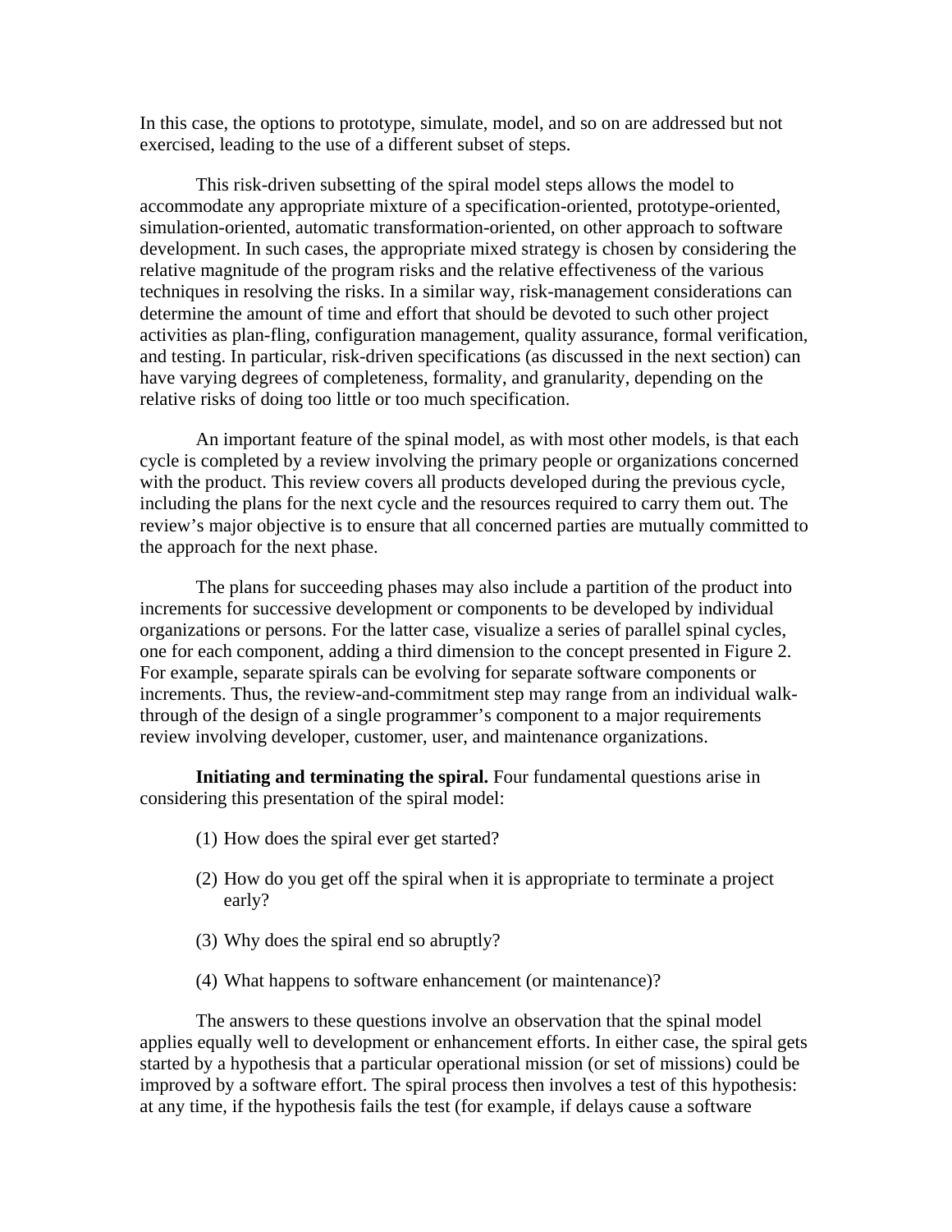In this case, the options to prototype, simulate, model, and so on are addressed but not exercised, leading to the use of a different subset of steps.

This risk-driven subsetting of the spiral model steps allows the model to accommodate any appropriate mixture of a specification-oriented, prototype-oriented, simulation-oriented, automatic transformation-oriented, on other approach to software development. In such cases, the appropriate mixed strategy is chosen by considering the relative magnitude of the program risks and the relative effectiveness of the various techniques in resolving the risks. In a similar way, risk-management considerations can determine the amount of time and effort that should be devoted to such other project activities as plan-fling, configuration management, quality assurance, formal verification, and testing. In particular, risk-driven specifications (as discussed in the next section) can have varying degrees of completeness, formality, and granularity, depending on the relative risks of doing too little or too much specification.

An important feature of the spinal model, as with most other models, is that each cycle is completed by a review involving the primary people or organizations concerned with the product. This review covers all products developed during the previous cycle, including the plans for the next cycle and the resources required to carry them out. The review's major objective is to ensure that all concerned parties are mutually committed to the approach for the next phase.

The plans for succeeding phases may also include a partition of the product into increments for successive development or components to be developed by individual organizations or persons. For the latter case, visualize a series of parallel spinal cycles, one for each component, adding a third dimension to the concept presented in Figure 2. For example, separate spirals can be evolving for separate software components or increments. Thus, the review-and-commitment step may range from an individual walk-through of the design of a single programmer's component to a major requirements review involving developer, customer, user, and maintenance organizations.

**Initiating and terminating the spiral.** Four fundamental questions arise in considering this presentation of the spiral model:

(1) How does the spiral ever get started?

(2) How do you get off the spiral when it is appropriate to terminate a project early?

(3) Why does the spiral end so abruptly?

(4) What happens to software enhancement (or maintenance)?

The answers to these questions involve an observation that the spinal model applies equally well to development or enhancement efforts. In either case, the spiral gets started by a hypothesis that a particular operational mission (or set of missions) could be improved by a software effort. The spiral process then involves a test of this hypothesis: at any time, if the hypothesis fails the test (for example, if delays cause a software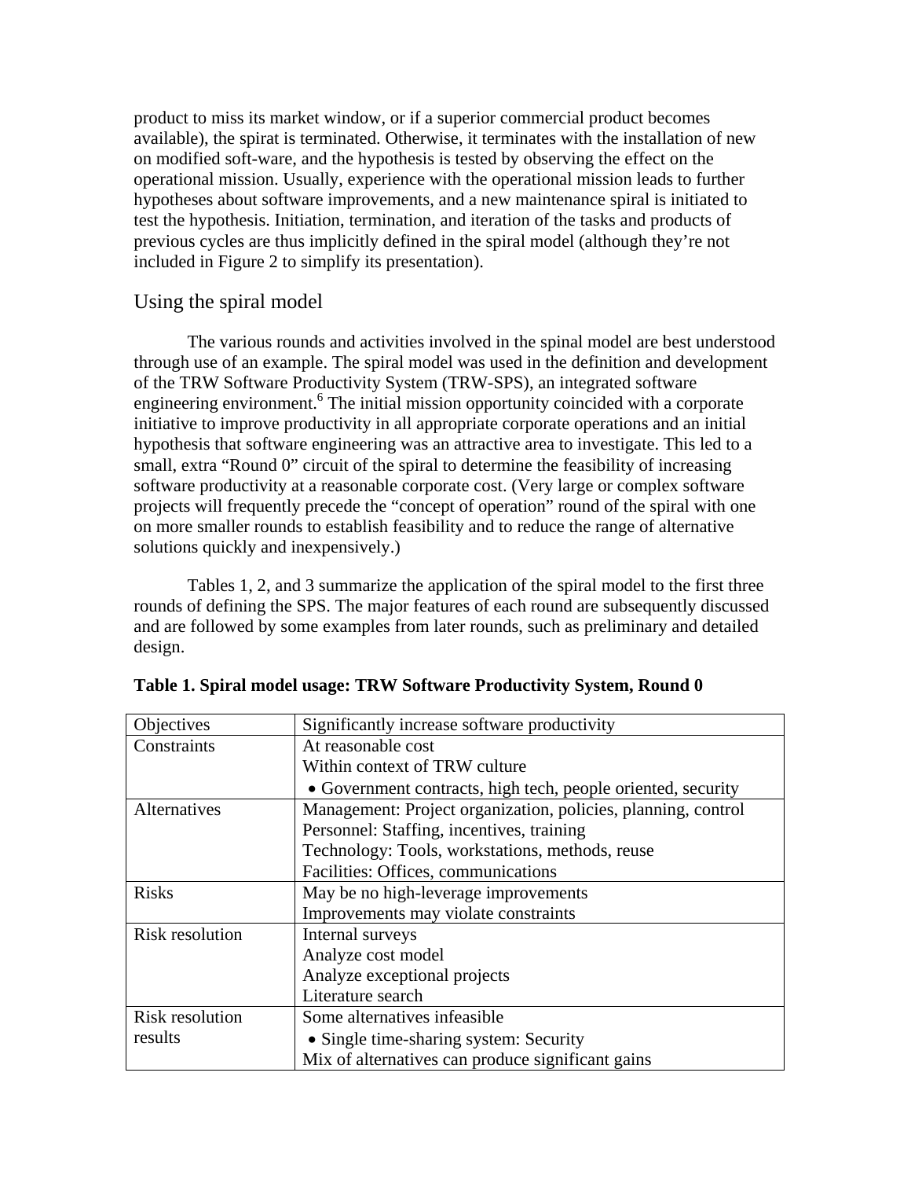product to miss its market window, or if a superior commercial product becomes available), the spirat is terminated. Otherwise, it terminates with the installation of new on modified soft-ware, and the hypothesis is tested by observing the effect on the operational mission. Usually, experience with the operational mission leads to further hypotheses about software improvements, and a new maintenance spiral is initiated to test the hypothesis. Initiation, termination, and iteration of the tasks and products of previous cycles are thus implicitly defined in the spiral model (although they're not included in Figure 2 to simplify its presentation).

## Using the spiral model

The various rounds and activities involved in the spinal model are best understood through use of an example. The spiral model was used in the definition and development of the TRW Software Productivity System (TRW-SPS), an integrated software engineering environment.[6] The initial mission opportunity coincided with a corporate initiative to improve productivity in all appropriate corporate operations and an initial hypothesis that software engineering was an attractive area to investigate. This led to a small, extra "Round 0" circuit of the spiral to determine the feasibility of increasing software productivity at a reasonable corporate cost. (Very large or complex software projects will frequently precede the "concept of operation" round of the spiral with one on more smaller rounds to establish feasibility and to reduce the range of alternative solutions quickly and inexpensively.)

Tables 1, 2, and 3 summarize the application of the spiral model to the first three rounds of defining the SPS. The major features of each round are subsequently discussed and are followed by some examples from later rounds, such as preliminary and detailed design.

**Table 1. Spiral model usage: TRW Software Productivity System, Round 0**

| | |
|---|---|
| Objectives | Significantly increase software productivity |
| Constraints | At reasonable cost<br>Within context of TRW culture<br>• Government contracts, high tech, people oriented, security |
| Alternatives | Management: Project organization, policies, planning, control<br>Personnel: Staffing, incentives, training<br>Technology: Tools, workstations, methods, reuse<br>Facilities: Offices, communications |
| Risks | May be no high-leverage improvements<br>Improvements may violate constraints |
| Risk resolution | Internal surveys<br>Analyze cost model<br>Analyze exceptional projects<br>Literature search |
| Risk resolution results | Some alternatives infeasible<br>• Single time-sharing system: Security<br>Mix of alternatives can produce significant gains |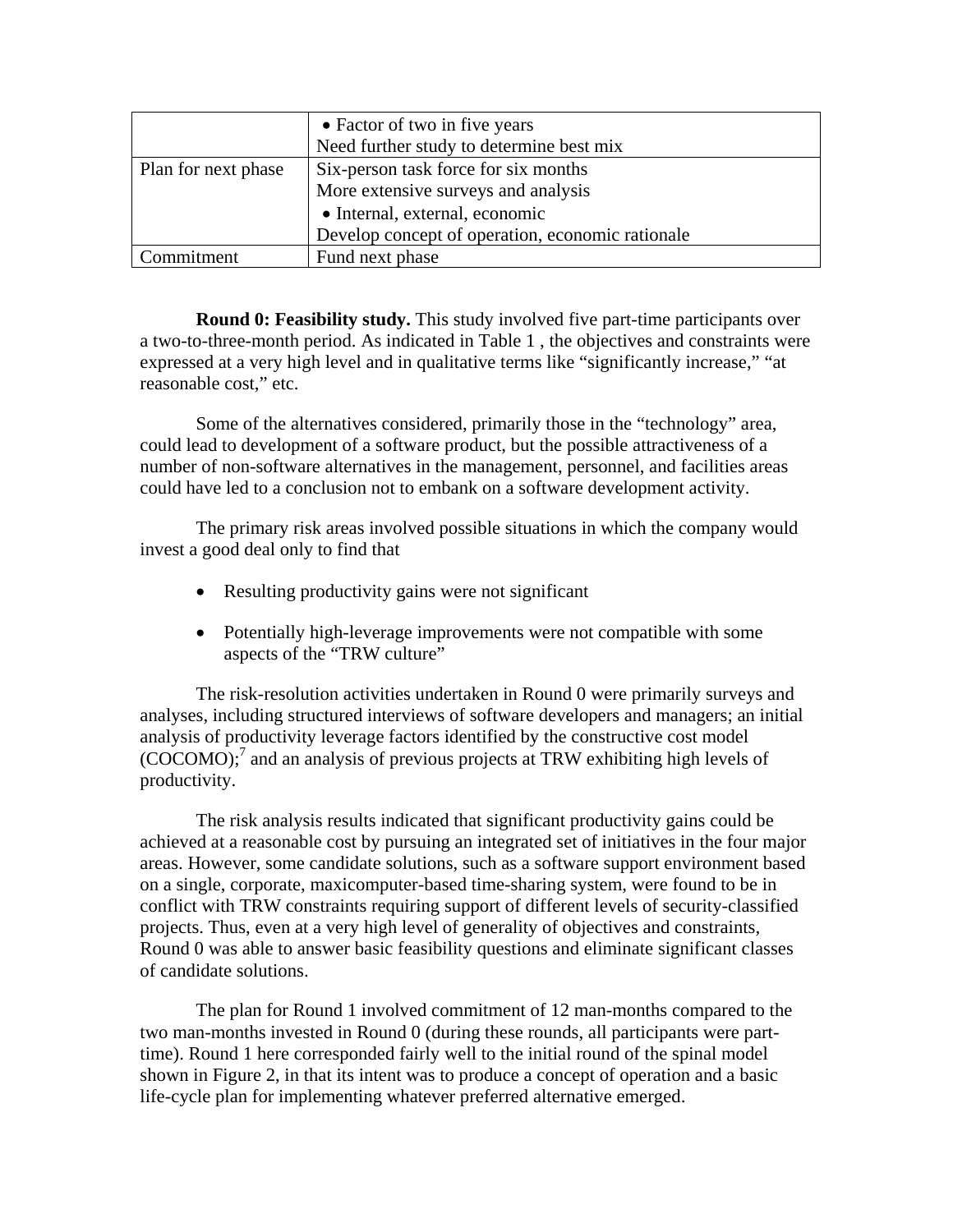| | |
|---|---|
| | • Factor of two in five years<br>Need further study to determine best mix |
| Plan for next phase | Six-person task force for six months<br>More extensive surveys and analysis<br>• Internal, external, economic<br>Develop concept of operation, economic rationale |
| Commitment | Fund next phase |

**Round 0: Feasibility study.** This study involved five part-time participants over a two-to-three-month period. As indicated in Table 1 , the objectives and constraints were expressed at a very high level and in qualitative terms like "significantly increase," "at reasonable cost," etc.

Some of the alternatives considered, primarily those in the "technology" area, could lead to development of a software product, but the possible attractiveness of a number of non-software alternatives in the management, personnel, and facilities areas could have led to a conclusion not to embank on a software development activity.

The primary risk areas involved possible situations in which the company would invest a good deal only to find that

- Resulting productivity gains were not significant
- Potentially high-leverage improvements were not compatible with some aspects of the "TRW culture"

The risk-resolution activities undertaken in Round 0 were primarily surveys and analyses, including structured interviews of software developers and managers; an initial analysis of productivity leverage factors identified by the constructive cost model (COCOMO);[7] and an analysis of previous projects at TRW exhibiting high levels of productivity.

The risk analysis results indicated that significant productivity gains could be achieved at a reasonable cost by pursuing an integrated set of initiatives in the four major areas. However, some candidate solutions, such as a software support environment based on a single, corporate, maxicomputer-based time-sharing system, were found to be in conflict with TRW constraints requiring support of different levels of security-classified projects. Thus, even at a very high level of generality of objectives and constraints, Round 0 was able to answer basic feasibility questions and eliminate significant classes of candidate solutions.

The plan for Round 1 involved commitment of 12 man-months compared to the two man-months invested in Round 0 (during these rounds, all participants were part-time). Round 1 here corresponded fairly well to the initial round of the spinal model shown in Figure 2, in that its intent was to produce a concept of operation and a basic life-cycle plan for implementing whatever preferred alternative emerged.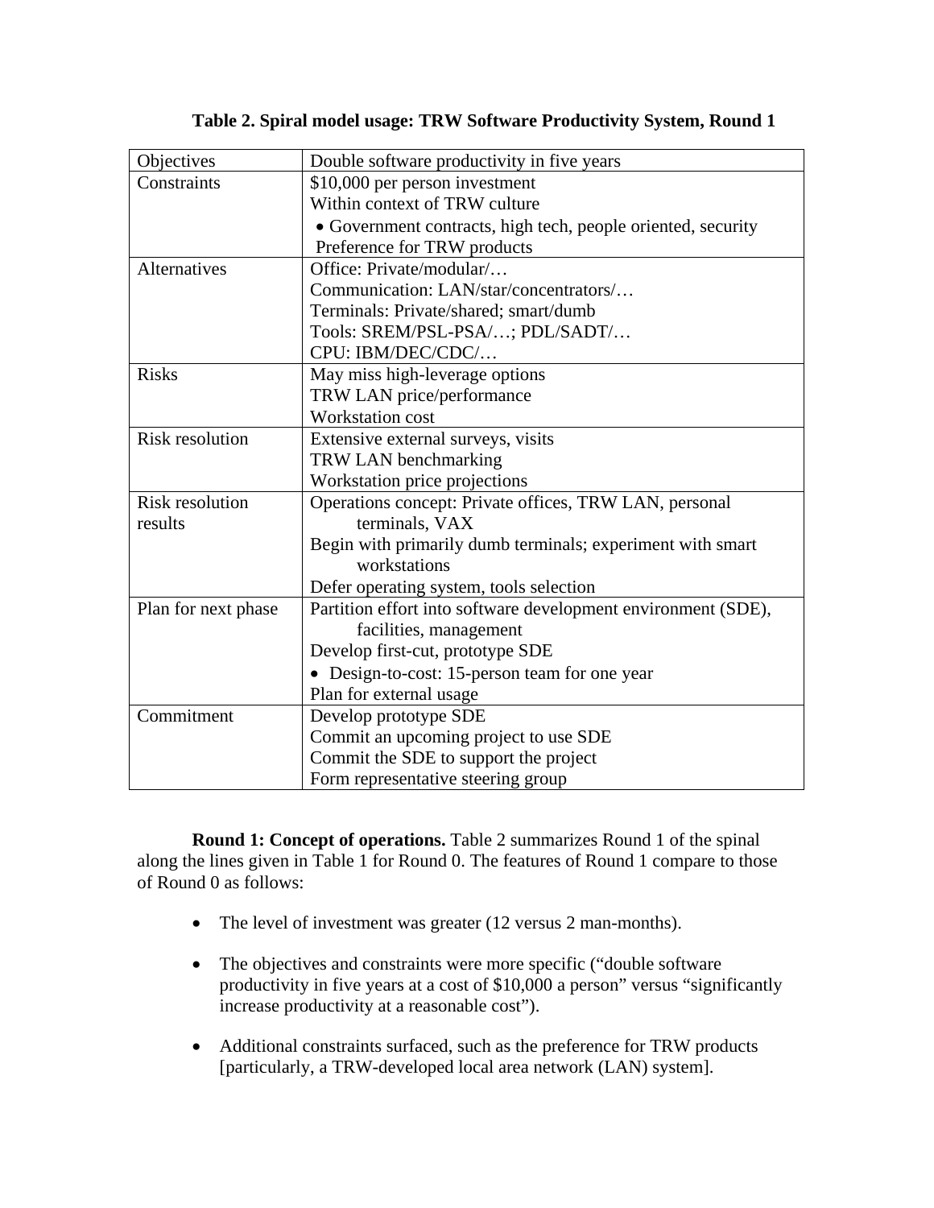**Table 2. Spiral model usage: TRW Software Productivity System, Round 1**

| | |
|---|---|
| Objectives | Double software productivity in five years |
| Constraints | $10,000 per person investment<br>Within context of TRW culture<br>• Government contracts, high tech, people oriented, security<br>Preference for TRW products |
| Alternatives | Office: Private/modular/…<br>Communication: LAN/star/concentrators/…<br>Terminals: Private/shared; smart/dumb<br>Tools: SREM/PSL-PSA/…; PDL/SADT/…<br>CPU: IBM/DEC/CDC/… |
| Risks | May miss high-leverage options<br>TRW LAN price/performance<br>Workstation cost |
| Risk resolution | Extensive external surveys, visits<br>TRW LAN benchmarking<br>Workstation price projections |
| Risk resolution results | Operations concept: Private offices, TRW LAN, personal terminals, VAX<br>Begin with primarily dumb terminals; experiment with smart workstations<br>Defer operating system, tools selection |
| Plan for next phase | Partition effort into software development environment (SDE), facilities, management<br>Develop first-cut, prototype SDE<br>• Design-to-cost: 15-person team for one year<br>Plan for external usage |
| Commitment | Develop prototype SDE<br>Commit an upcoming project to use SDE<br>Commit the SDE to support the project<br>Form representative steering group |

**Round 1: Concept of operations.** Table 2 summarizes Round 1 of the spinal along the lines given in Table 1 for Round 0. The features of Round 1 compare to those of Round 0 as follows:

- The level of investment was greater (12 versus 2 man-months).
- The objectives and constraints were more specific ("double software productivity in five years at a cost of $10,000 a person" versus "significantly increase productivity at a reasonable cost").
- Additional constraints surfaced, such as the preference for TRW products [particularly, a TRW-developed local area network (LAN) system].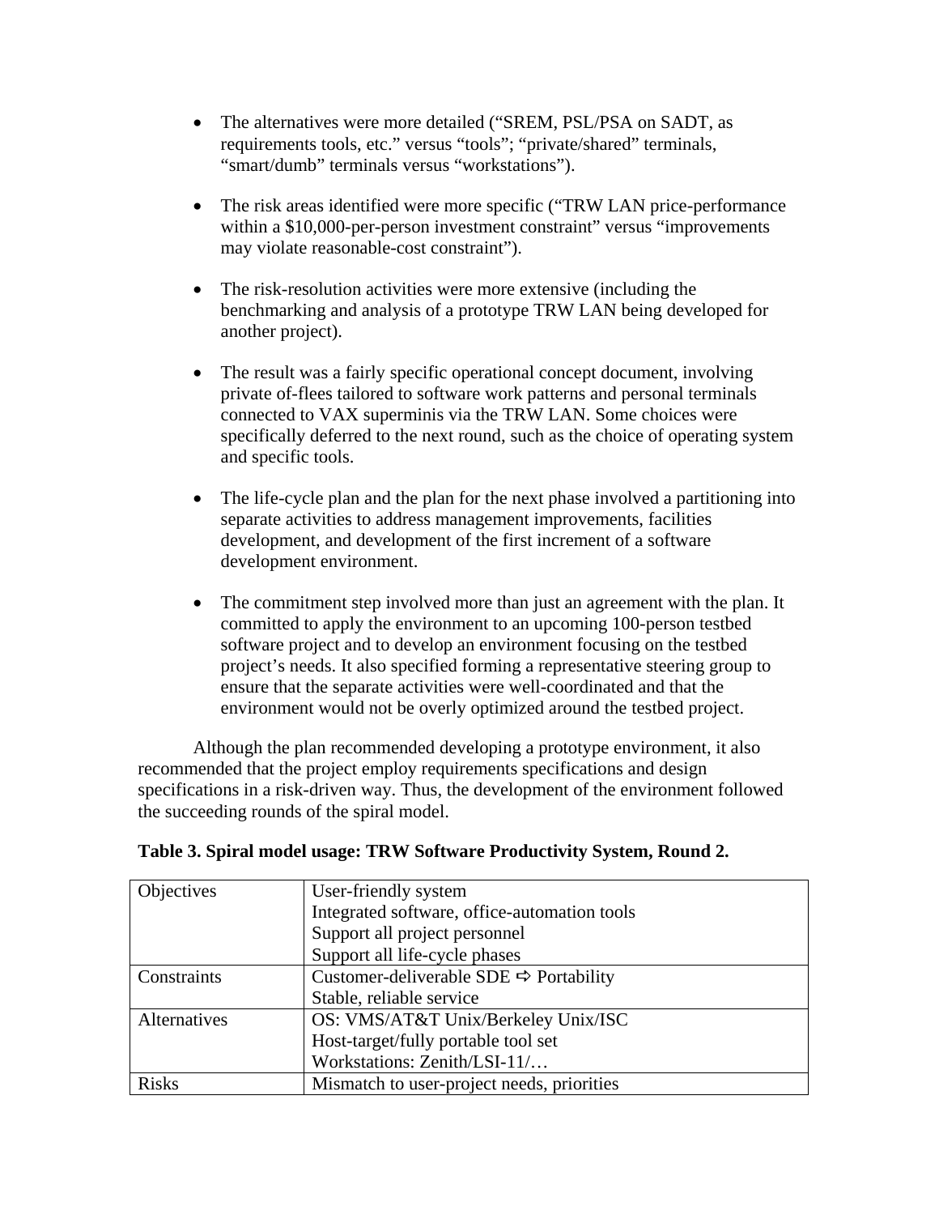- The alternatives were more detailed ("SREM, PSL/PSA on SADT, as requirements tools, etc." versus "tools"; "private/shared" terminals, "smart/dumb" terminals versus "workstations").

- The risk areas identified were more specific ("TRW LAN price-performance within a $10,000-per-person investment constraint" versus "improvements may violate reasonable-cost constraint").

- The risk-resolution activities were more extensive (including the benchmarking and analysis of a prototype TRW LAN being developed for another project).

- The result was a fairly specific operational concept document, involving private of-flees tailored to software work patterns and personal terminals connected to VAX superminis via the TRW LAN. Some choices were specifically deferred to the next round, such as the choice of operating system and specific tools.

- The life-cycle plan and the plan for the next phase involved a partitioning into separate activities to address management improvements, facilities development, and development of the first increment of a software development environment.

- The commitment step involved more than just an agreement with the plan. It committed to apply the environment to an upcoming 100-person testbed software project and to develop an environment focusing on the testbed project's needs. It also specified forming a representative steering group to ensure that the separate activities were well-coordinated and that the environment would not be overly optimized around the testbed project.

Although the plan recommended developing a prototype environment, it also recommended that the project employ requirements specifications and design specifications in a risk-driven way. Thus, the development of the environment followed the succeeding rounds of the spiral model.

**Table 3. Spiral model usage: TRW Software Productivity System, Round 2.**

| | |
|---|---|
| Objectives | User-friendly system<br>Integrated software, office-automation tools<br>Support all project personnel<br>Support all life-cycle phases |
| Constraints | Customer-deliverable SDE ⇨ Portability<br>Stable, reliable service |
| Alternatives | OS: VMS/AT&T Unix/Berkeley Unix/ISC<br>Host-target/fully portable tool set<br>Workstations: Zenith/LSI-11/… |
| Risks | Mismatch to user-project needs, priorities |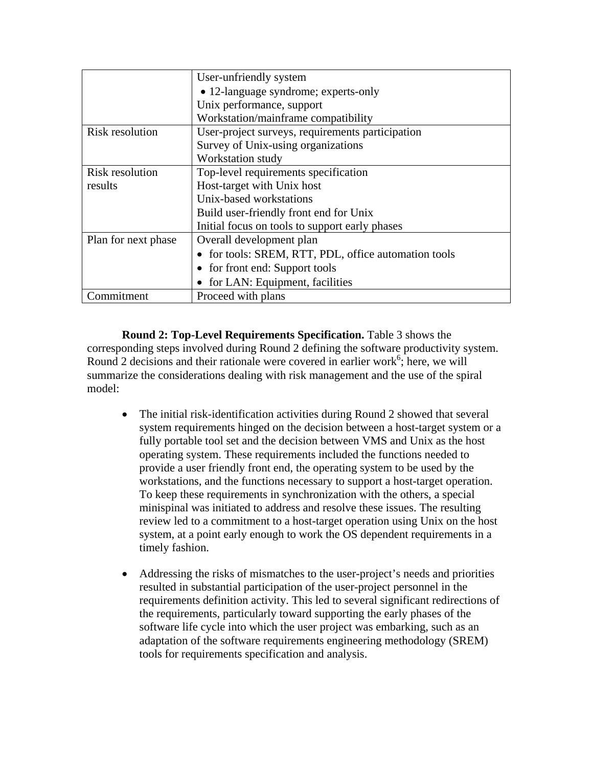| | |
|---|---|
| | User-unfriendly system<br>• 12-language syndrome; experts-only<br>Unix performance, support<br>Workstation/mainframe compatibility |
| Risk resolution | User-project surveys, requirements participation<br>Survey of Unix-using organizations<br>Workstation study |
| Risk resolution results | Top-level requirements specification<br>Host-target with Unix host<br>Unix-based workstations<br>Build user-friendly front end for Unix<br>Initial focus on tools to support early phases |
| Plan for next phase | Overall development plan<br>• for tools: SREM, RTT, PDL, office automation tools<br>• for front end: Support tools<br>• for LAN: Equipment, facilities |
| Commitment | Proceed with plans |

**Round 2: Top-Level Requirements Specification.** Table 3 shows the corresponding steps involved during Round 2 defining the software productivity system. Round 2 decisions and their rationale were covered in earlier work[6]; here, we will summarize the considerations dealing with risk management and the use of the spiral model:

- The initial risk-identification activities during Round 2 showed that several system requirements hinged on the decision between a host-target system or a fully portable tool set and the decision between VMS and Unix as the host operating system. These requirements included the functions needed to provide a user friendly front end, the operating system to be used by the workstations, and the functions necessary to support a host-target operation. To keep these requirements in synchronization with the others, a special minispinal was initiated to address and resolve these issues. The resulting review led to a commitment to a host-target operation using Unix on the host system, at a point early enough to work the OS dependent requirements in a timely fashion.

- Addressing the risks of mismatches to the user-project's needs and priorities resulted in substantial participation of the user-project personnel in the requirements definition activity. This led to several significant redirections of the requirements, particularly toward supporting the early phases of the software life cycle into which the user project was embarking, such as an adaptation of the software requirements engineering methodology (SREM) tools for requirements specification and analysis.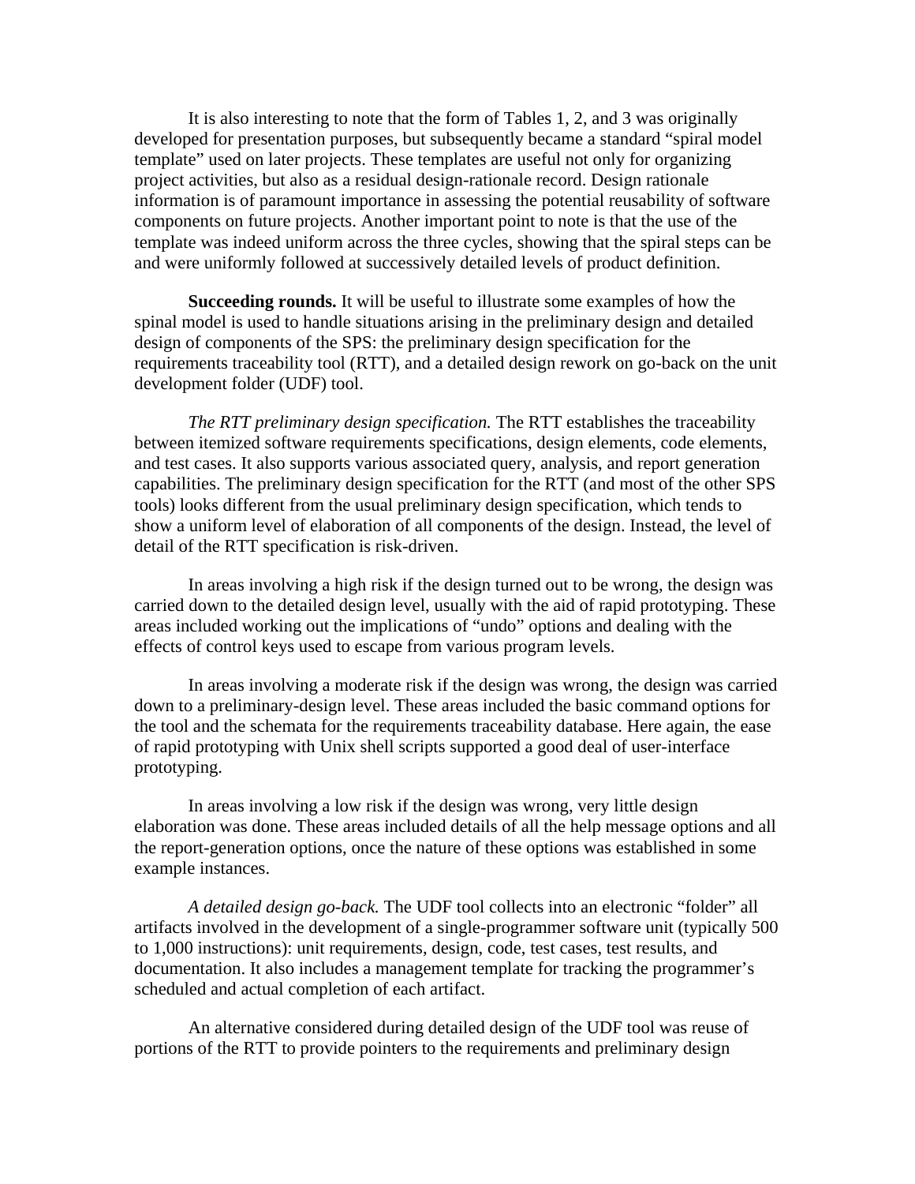It is also interesting to note that the form of Tables 1, 2, and 3 was originally developed for presentation purposes, but subsequently became a standard "spiral model template" used on later projects. These templates are useful not only for organizing project activities, but also as a residual design-rationale record. Design rationale information is of paramount importance in assessing the potential reusability of software components on future projects. Another important point to note is that the use of the template was indeed uniform across the three cycles, showing that the spiral steps can be and were uniformly followed at successively detailed levels of product definition.

**Succeeding rounds.** It will be useful to illustrate some examples of how the spinal model is used to handle situations arising in the preliminary design and detailed design of components of the SPS: the preliminary design specification for the requirements traceability tool (RTT), and a detailed design rework on go-back on the unit development folder (UDF) tool.

*The RTT preliminary design specification.* The RTT establishes the traceability between itemized software requirements specifications, design elements, code elements, and test cases. It also supports various associated query, analysis, and report generation capabilities. The preliminary design specification for the RTT (and most of the other SPS tools) looks different from the usual preliminary design specification, which tends to show a uniform level of elaboration of all components of the design. Instead, the level of detail of the RTT specification is risk-driven.

In areas involving a high risk if the design turned out to be wrong, the design was carried down to the detailed design level, usually with the aid of rapid prototyping. These areas included working out the implications of "undo" options and dealing with the effects of control keys used to escape from various program levels.

In areas involving a moderate risk if the design was wrong, the design was carried down to a preliminary-design level. These areas included the basic command options for the tool and the schemata for the requirements traceability database. Here again, the ease of rapid prototyping with Unix shell scripts supported a good deal of user-interface prototyping.

In areas involving a low risk if the design was wrong, very little design elaboration was done. These areas included details of all the help message options and all the report-generation options, once the nature of these options was established in some example instances.

*A detailed design go-back.* The UDF tool collects into an electronic "folder" all artifacts involved in the development of a single-programmer software unit (typically 500 to 1,000 instructions): unit requirements, design, code, test cases, test results, and documentation. It also includes a management template for tracking the programmer's scheduled and actual completion of each artifact.

An alternative considered during detailed design of the UDF tool was reuse of portions of the RTT to provide pointers to the requirements and preliminary design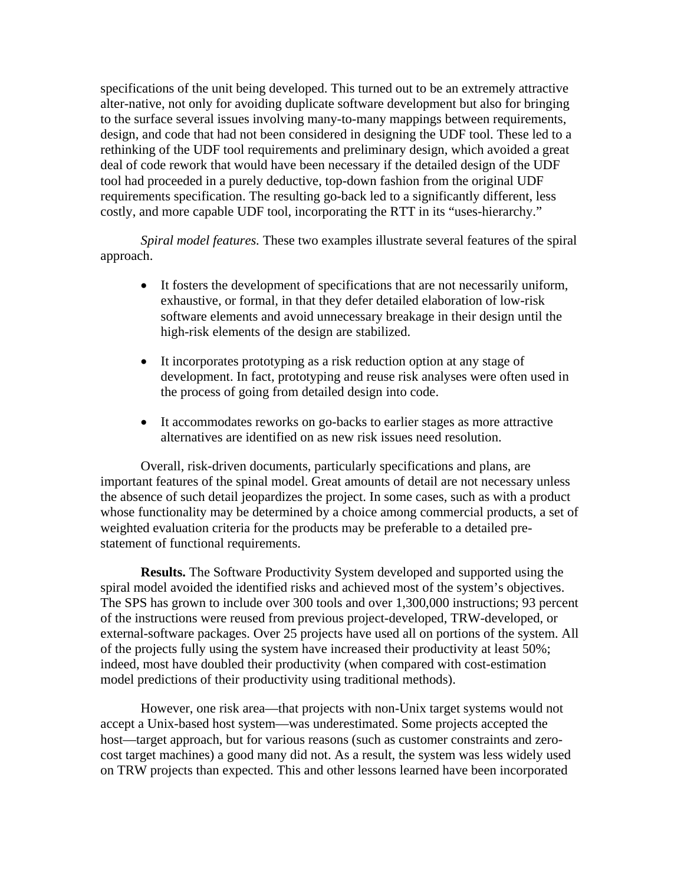specifications of the unit being developed. This turned out to be an extremely attractive alter-native, not only for avoiding duplicate software development but also for bringing to the surface several issues involving many-to-many mappings between requirements, design, and code that had not been considered in designing the UDF tool. These led to a rethinking of the UDF tool requirements and preliminary design, which avoided a great deal of code rework that would have been necessary if the detailed design of the UDF tool had proceeded in a purely deductive, top-down fashion from the original UDF requirements specification. The resulting go-back led to a significantly different, less costly, and more capable UDF tool, incorporating the RTT in its "uses-hierarchy."

*Spiral model features*. These two examples illustrate several features of the spiral approach.

- It fosters the development of specifications that are not necessarily uniform, exhaustive, or formal, in that they defer detailed elaboration of low-risk software elements and avoid unnecessary breakage in their design until the high-risk elements of the design are stabilized.

- It incorporates prototyping as a risk reduction option at any stage of development. In fact, prototyping and reuse risk analyses were often used in the process of going from detailed design into code.

- It accommodates reworks on go-backs to earlier stages as more attractive alternatives are identified on as new risk issues need resolution.

Overall, risk-driven documents, particularly specifications and plans, are important features of the spinal model. Great amounts of detail are not necessary unless the absence of such detail jeopardizes the project. In some cases, such as with a product whose functionality may be determined by a choice among commercial products, a set of weighted evaluation criteria for the products may be preferable to a detailed pre-statement of functional requirements.

**Results.** The Software Productivity System developed and supported using the spiral model avoided the identified risks and achieved most of the system's objectives. The SPS has grown to include over 300 tools and over 1,300,000 instructions; 93 percent of the instructions were reused from previous project-developed, TRW-developed, or external-software packages. Over 25 projects have used all on portions of the system. All of the projects fully using the system have increased their productivity at least 50%; indeed, most have doubled their productivity (when compared with cost-estimation model predictions of their productivity using traditional methods).

However, one risk area—that projects with non-Unix target systems would not accept a Unix-based host system—was underestimated. Some projects accepted the host—target approach, but for various reasons (such as customer constraints and zero-cost target machines) a good many did not. As a result, the system was less widely used on TRW projects than expected. This and other lessons learned have been incorporated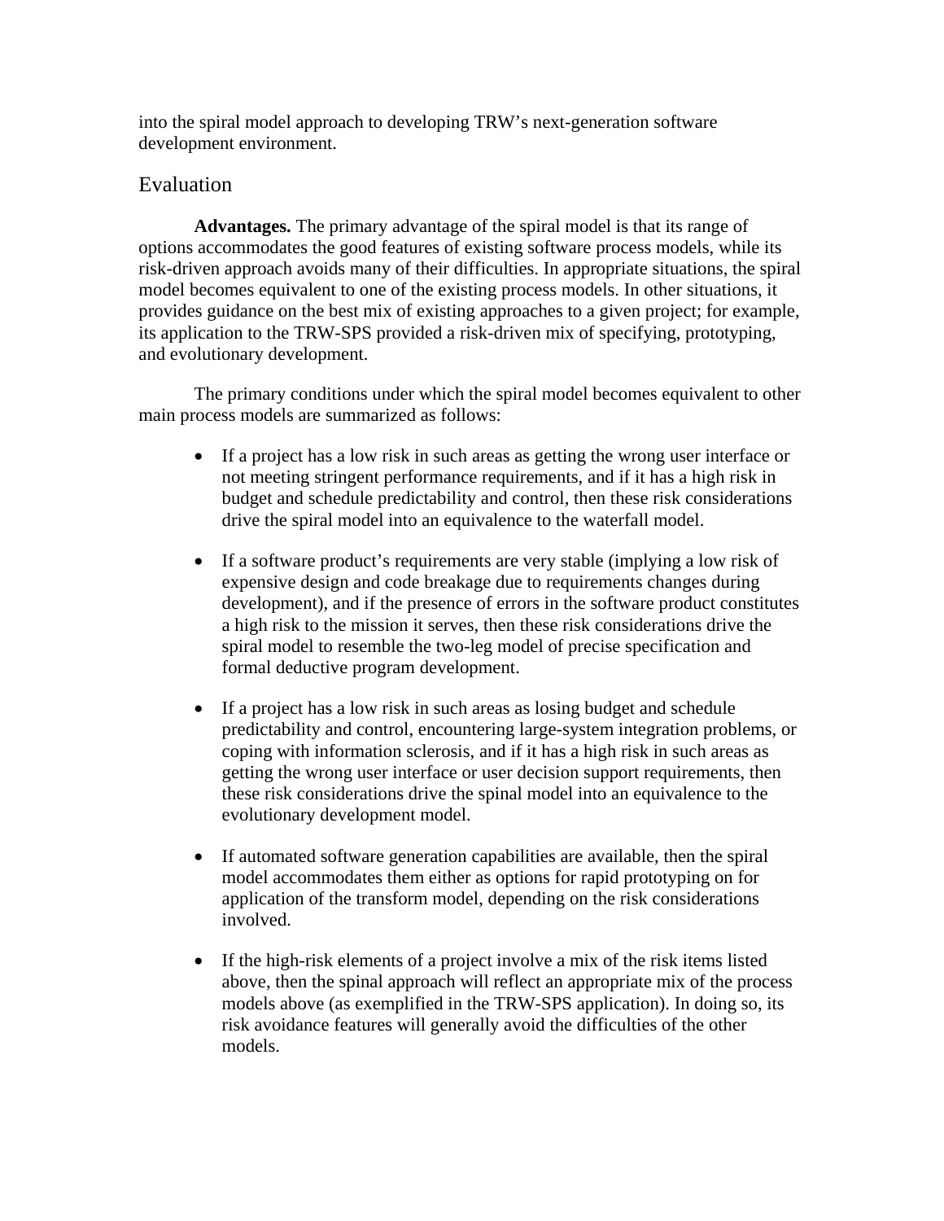into the spiral model approach to developing TRW's next-generation software development environment.

## Evaluation

**Advantages.** The primary advantage of the spiral model is that its range of options accommodates the good features of existing software process models, while its risk-driven approach avoids many of their difficulties. In appropriate situations, the spiral model becomes equivalent to one of the existing process models. In other situations, it provides guidance on the best mix of existing approaches to a given project; for example, its application to the TRW-SPS provided a risk-driven mix of specifying, prototyping, and evolutionary development.

The primary conditions under which the spiral model becomes equivalent to other main process models are summarized as follows:

- If a project has a low risk in such areas as getting the wrong user interface or not meeting stringent performance requirements, and if it has a high risk in budget and schedule predictability and control, then these risk considerations drive the spiral model into an equivalence to the waterfall model.

- If a software product's requirements are very stable (implying a low risk of expensive design and code breakage due to requirements changes during development), and if the presence of errors in the software product constitutes a high risk to the mission it serves, then these risk considerations drive the spiral model to resemble the two-leg model of precise specification and formal deductive program development.

- If a project has a low risk in such areas as losing budget and schedule predictability and control, encountering large-system integration problems, or coping with information sclerosis, and if it has a high risk in such areas as getting the wrong user interface or user decision support requirements, then these risk considerations drive the spinal model into an equivalence to the evolutionary development model.

- If automated software generation capabilities are available, then the spiral model accommodates them either as options for rapid prototyping on for application of the transform model, depending on the risk considerations involved.

- If the high-risk elements of a project involve a mix of the risk items listed above, then the spinal approach will reflect an appropriate mix of the process models above (as exemplified in the TRW-SPS application). In doing so, its risk avoidance features will generally avoid the difficulties of the other models.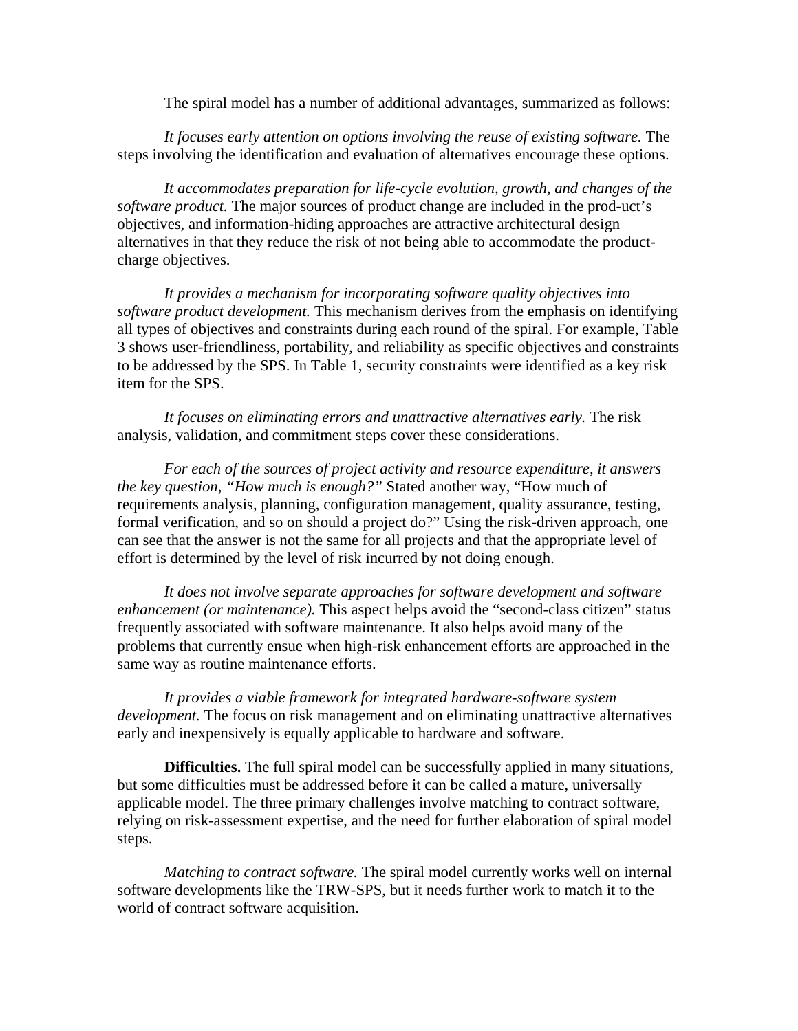The spiral model has a number of additional advantages, summarized as follows:

*It focuses early attention on options involving the reuse of existing software.* The steps involving the identification and evaluation of alternatives encourage these options.

*It accommodates preparation for life-cycle evolution, growth, and changes of the software product.* The major sources of product change are included in the prod-uct's objectives, and information-hiding approaches are attractive architectural design alternatives in that they reduce the risk of not being able to accommodate the product-charge objectives.

*It provides a mechanism for incorporating software quality objectives into software product development.* This mechanism derives from the emphasis on identifying all types of objectives and constraints during each round of the spiral. For example, Table 3 shows user-friendliness, portability, and reliability as specific objectives and constraints to be addressed by the SPS. In Table 1, security constraints were identified as a key risk item for the SPS.

*It focuses on eliminating errors and unattractive alternatives early.* The risk analysis, validation, and commitment steps cover these considerations.

*For each of the sources of project activity and resource expenditure, it answers the key question, "How much is enough?"* Stated another way, "How much of requirements analysis, planning, configuration management, quality assurance, testing, formal verification, and so on should a project do?" Using the risk-driven approach, one can see that the answer is not the same for all projects and that the appropriate level of effort is determined by the level of risk incurred by not doing enough.

*It does not involve separate approaches for software development and software enhancement (or maintenance).* This aspect helps avoid the "second-class citizen" status frequently associated with software maintenance. It also helps avoid many of the problems that currently ensue when high-risk enhancement efforts are approached in the same way as routine maintenance efforts.

*It provides a viable framework for integrated hardware-software system development.* The focus on risk management and on eliminating unattractive alternatives early and inexpensively is equally applicable to hardware and software.

**Difficulties.** The full spiral model can be successfully applied in many situations, but some difficulties must be addressed before it can be called a mature, universally applicable model. The three primary challenges involve matching to contract software, relying on risk-assessment expertise, and the need for further elaboration of spiral model steps.

*Matching to contract software.* The spiral model currently works well on internal software developments like the TRW-SPS, but it needs further work to match it to the world of contract software acquisition.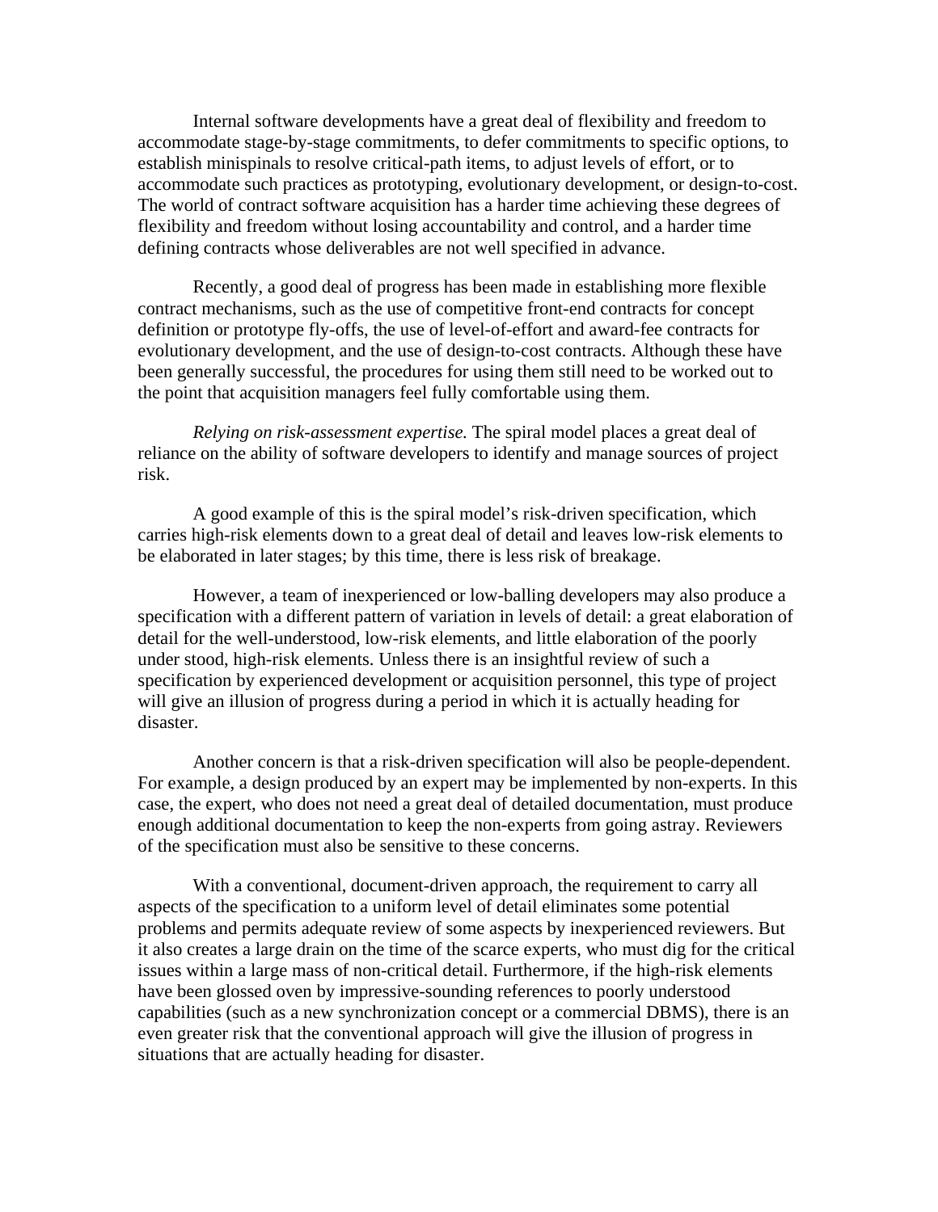Internal software developments have a great deal of flexibility and freedom to accommodate stage-by-stage commitments, to defer commitments to specific options, to establish minispinals to resolve critical-path items, to adjust levels of effort, or to accommodate such practices as prototyping, evolutionary development, or design-to-cost. The world of contract software acquisition has a harder time achieving these degrees of flexibility and freedom without losing accountability and control, and a harder time defining contracts whose deliverables are not well specified in advance.

Recently, a good deal of progress has been made in establishing more flexible contract mechanisms, such as the use of competitive front-end contracts for concept definition or prototype fly-offs, the use of level-of-effort and award-fee contracts for evolutionary development, and the use of design-to-cost contracts. Although these have been generally successful, the procedures for using them still need to be worked out to the point that acquisition managers feel fully comfortable using them.

*Relying on risk-assessment expertise.* The spiral model places a great deal of reliance on the ability of software developers to identify and manage sources of project risk.

A good example of this is the spiral model's risk-driven specification, which carries high-risk elements down to a great deal of detail and leaves low-risk elements to be elaborated in later stages; by this time, there is less risk of breakage.

However, a team of inexperienced or low-balling developers may also produce a specification with a different pattern of variation in levels of detail: a great elaboration of detail for the well-understood, low-risk elements, and little elaboration of the poorly under stood, high-risk elements. Unless there is an insightful review of such a specification by experienced development or acquisition personnel, this type of project will give an illusion of progress during a period in which it is actually heading for disaster.

Another concern is that a risk-driven specification will also be people-dependent. For example, a design produced by an expert may be implemented by non-experts. In this case, the expert, who does not need a great deal of detailed documentation, must produce enough additional documentation to keep the non-experts from going astray. Reviewers of the specification must also be sensitive to these concerns.

With a conventional, document-driven approach, the requirement to carry all aspects of the specification to a uniform level of detail eliminates some potential problems and permits adequate review of some aspects by inexperienced reviewers. But it also creates a large drain on the time of the scarce experts, who must dig for the critical issues within a large mass of non-critical detail. Furthermore, if the high-risk elements have been glossed oven by impressive-sounding references to poorly understood capabilities (such as a new synchronization concept or a commercial DBMS), there is an even greater risk that the conventional approach will give the illusion of progress in situations that are actually heading for disaster.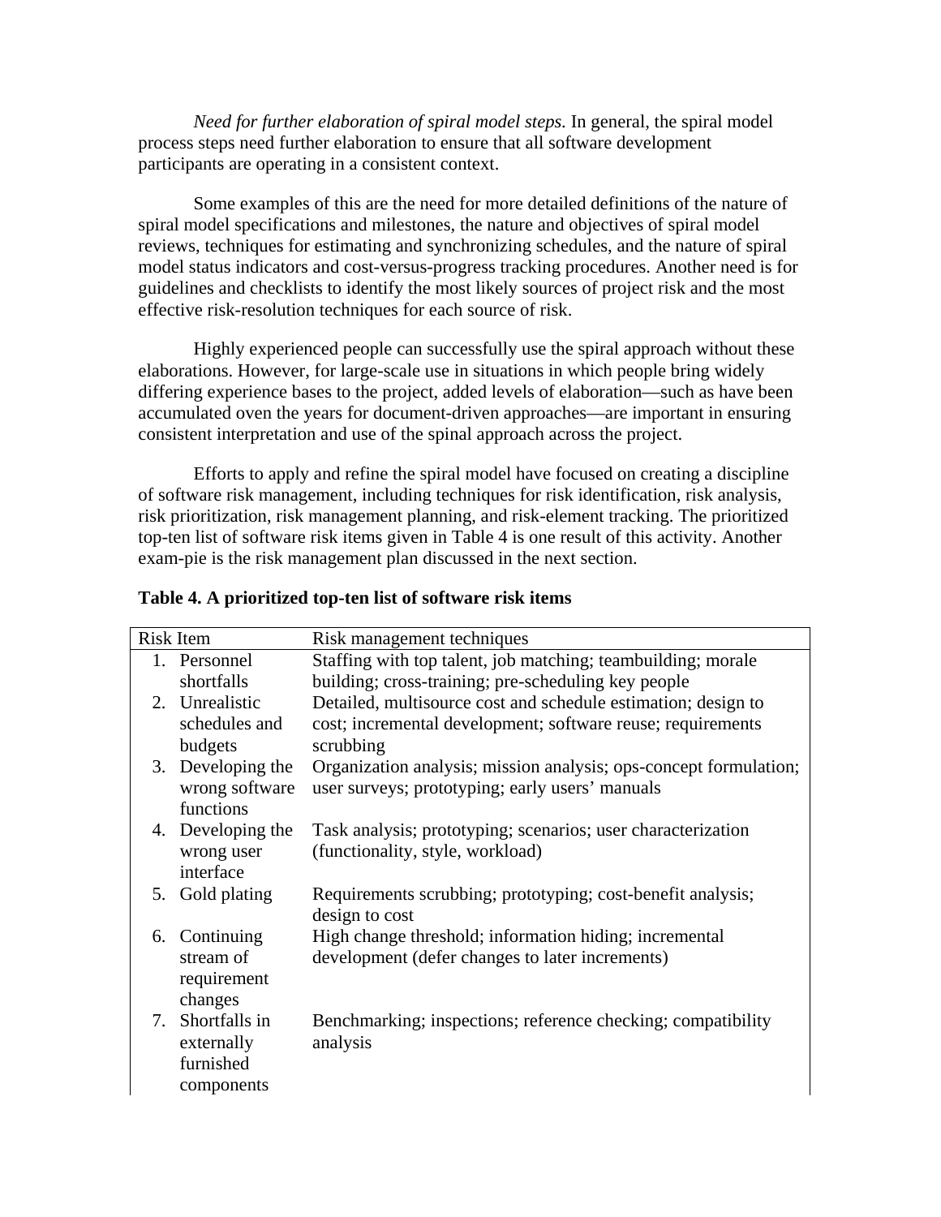*Need for further elaboration of spiral model steps.* In general, the spiral model process steps need further elaboration to ensure that all software development participants are operating in a consistent context.

Some examples of this are the need for more detailed definitions of the nature of spiral model specifications and milestones, the nature and objectives of spiral model reviews, techniques for estimating and synchronizing schedules, and the nature of spiral model status indicators and cost-versus-progress tracking procedures. Another need is for guidelines and checklists to identify the most likely sources of project risk and the most effective risk-resolution techniques for each source of risk.

Highly experienced people can successfully use the spiral approach without these elaborations. However, for large-scale use in situations in which people bring widely differing experience bases to the project, added levels of elaboration—such as have been accumulated oven the years for document-driven approaches—are important in ensuring consistent interpretation and use of the spinal approach across the project.

Efforts to apply and refine the spiral model have focused on creating a discipline of software risk management, including techniques for risk identification, risk analysis, risk prioritization, risk management planning, and risk-element tracking. The prioritized top-ten list of software risk items given in Table 4 is one result of this activity. Another exam-pie is the risk management plan discussed in the next section.

**Table 4. A prioritized top-ten list of software risk items**

| Risk Item | Risk management techniques |
|---|---|
| 1. Personnel shortfalls | Staffing with top talent, job matching; teambuilding; morale building; cross-training; pre-scheduling key people |
| 2. Unrealistic schedules and budgets | Detailed, multisource cost and schedule estimation; design to cost; incremental development; software reuse; requirements scrubbing |
| 3. Developing the wrong software functions | Organization analysis; mission analysis; ops-concept formulation; user surveys; prototyping; early users' manuals |
| 4. Developing the wrong user interface | Task analysis; prototyping; scenarios; user characterization (functionality, style, workload) |
| 5. Gold plating | Requirements scrubbing; prototyping; cost-benefit analysis; design to cost |
| 6. Continuing stream of requirement changes | High change threshold; information hiding; incremental development (defer changes to later increments) |
| 7. Shortfalls in externally furnished components | Benchmarking; inspections; reference checking; compatibility analysis |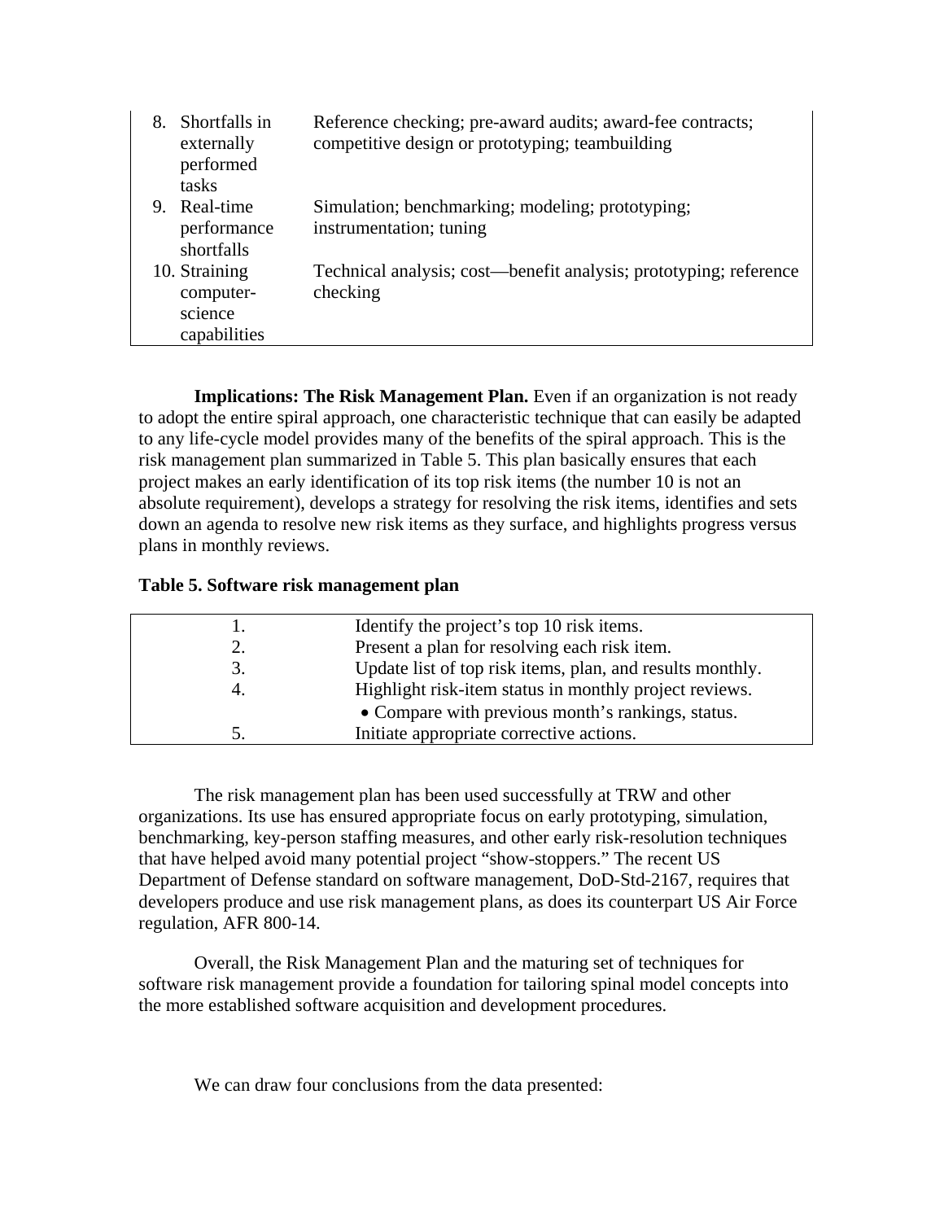| | |
|---|---|
| 8. Shortfalls in externally performed tasks | Reference checking; pre-award audits; award-fee contracts; competitive design or prototyping; teambuilding |
| 9. Real-time performance shortfalls | Simulation; benchmarking; modeling; prototyping; instrumentation; tuning |
| 10. Straining computer-science capabilities | Technical analysis; cost—benefit analysis; prototyping; reference checking |

**Implications: The Risk Management Plan.** Even if an organization is not ready to adopt the entire spiral approach, one characteristic technique that can easily be adapted to any life-cycle model provides many of the benefits of the spiral approach. This is the risk management plan summarized in Table 5. This plan basically ensures that each project makes an early identification of its top risk items (the number 10 is not an absolute requirement), develops a strategy for resolving the risk items, identifies and sets down an agenda to resolve new risk items as they surface, and highlights progress versus plans in monthly reviews.

**Table 5. Software risk management plan**

| | |
|---|---|
| 1. | Identify the project's top 10 risk items. |
| 2. | Present a plan for resolving each risk item. |
| 3. | Update list of top risk items, plan, and results monthly. |
| 4. | Highlight risk-item status in monthly project reviews.<br>• Compare with previous month's rankings, status. |
| 5. | Initiate appropriate corrective actions. |

The risk management plan has been used successfully at TRW and other organizations. Its use has ensured appropriate focus on early prototyping, simulation, benchmarking, key-person staffing measures, and other early risk-resolution techniques that have helped avoid many potential project "show-stoppers." The recent US Department of Defense standard on software management, DoD-Std-2167, requires that developers produce and use risk management plans, as does its counterpart US Air Force regulation, AFR 800-14.

Overall, the Risk Management Plan and the maturing set of techniques for software risk management provide a foundation for tailoring spinal model concepts into the more established software acquisition and development procedures.

We can draw four conclusions from the data presented: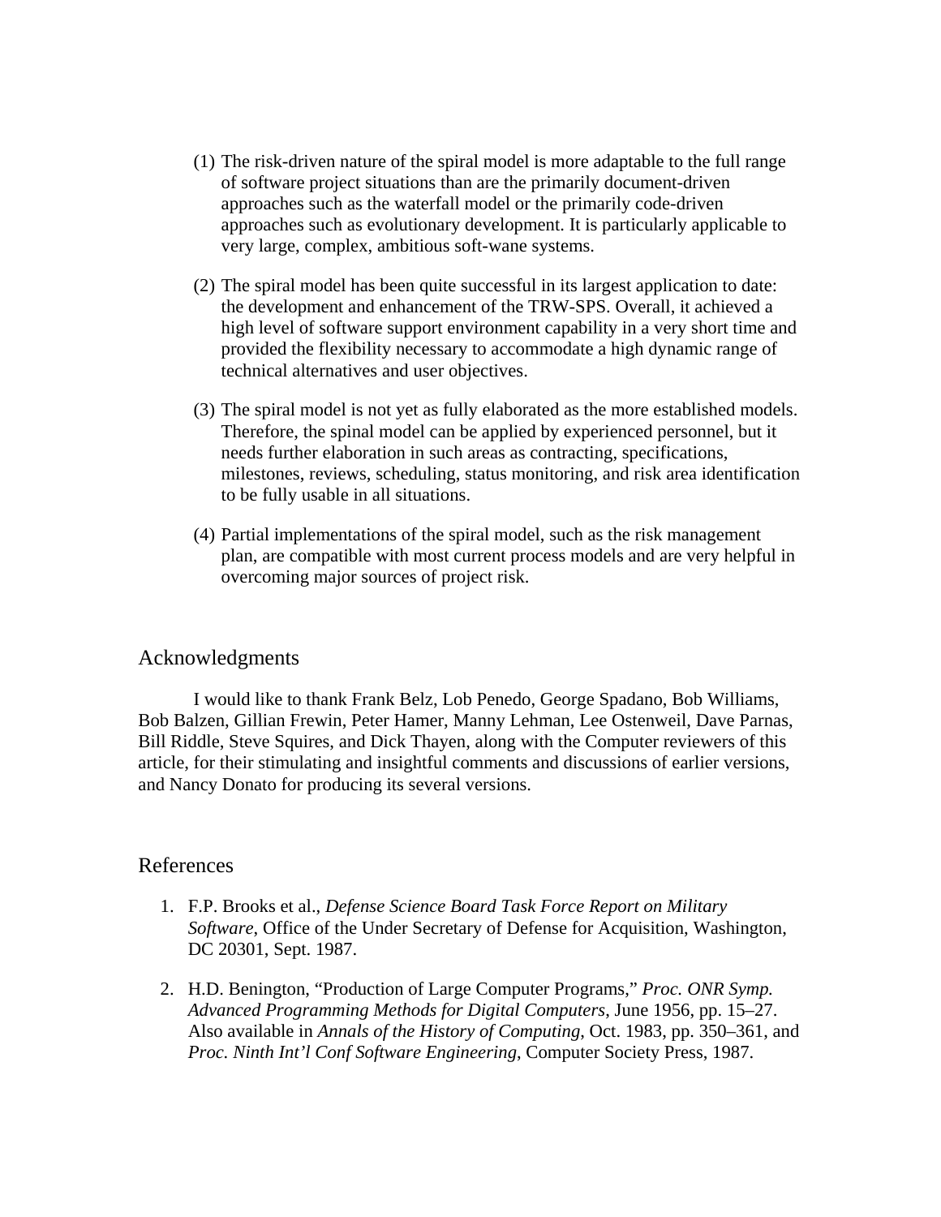(1) The risk-driven nature of the spiral model is more adaptable to the full range of software project situations than are the primarily document-driven approaches such as the waterfall model or the primarily code-driven approaches such as evolutionary development. It is particularly applicable to very large, complex, ambitious soft-wane systems.

(2) The spiral model has been quite successful in its largest application to date: the development and enhancement of the TRW-SPS. Overall, it achieved a high level of software support environment capability in a very short time and provided the flexibility necessary to accommodate a high dynamic range of technical alternatives and user objectives.

(3) The spiral model is not yet as fully elaborated as the more established models. Therefore, the spinal model can be applied by experienced personnel, but it needs further elaboration in such areas as contracting, specifications, milestones, reviews, scheduling, status monitoring, and risk area identification to be fully usable in all situations.

(4) Partial implementations of the spiral model, such as the risk management plan, are compatible with most current process models and are very helpful in overcoming major sources of project risk.

## Acknowledgments

I would like to thank Frank Belz, Lob Penedo, George Spadano, Bob Williams, Bob Balzen, Gillian Frewin, Peter Hamer, Manny Lehman, Lee Ostenweil, Dave Parnas, Bill Riddle, Steve Squires, and Dick Thayen, along with the Computer reviewers of this article, for their stimulating and insightful comments and discussions of earlier versions, and Nancy Donato for producing its several versions.

## References

1. F.P. Brooks et al., *Defense Science Board Task Force Report on Military Software*, Office of the Under Secretary of Defense for Acquisition, Washington, DC 20301, Sept. 1987.

2. H.D. Benington, "Production of Large Computer Programs," *Proc. ONR Symp. Advanced Programming Methods for Digital Computers*, June 1956, pp. 15–27. Also available in *Annals of the History of Computing*, Oct. 1983, pp. 350–361, and *Proc. Ninth Int'l Conf Software Engineering*, Computer Society Press, 1987.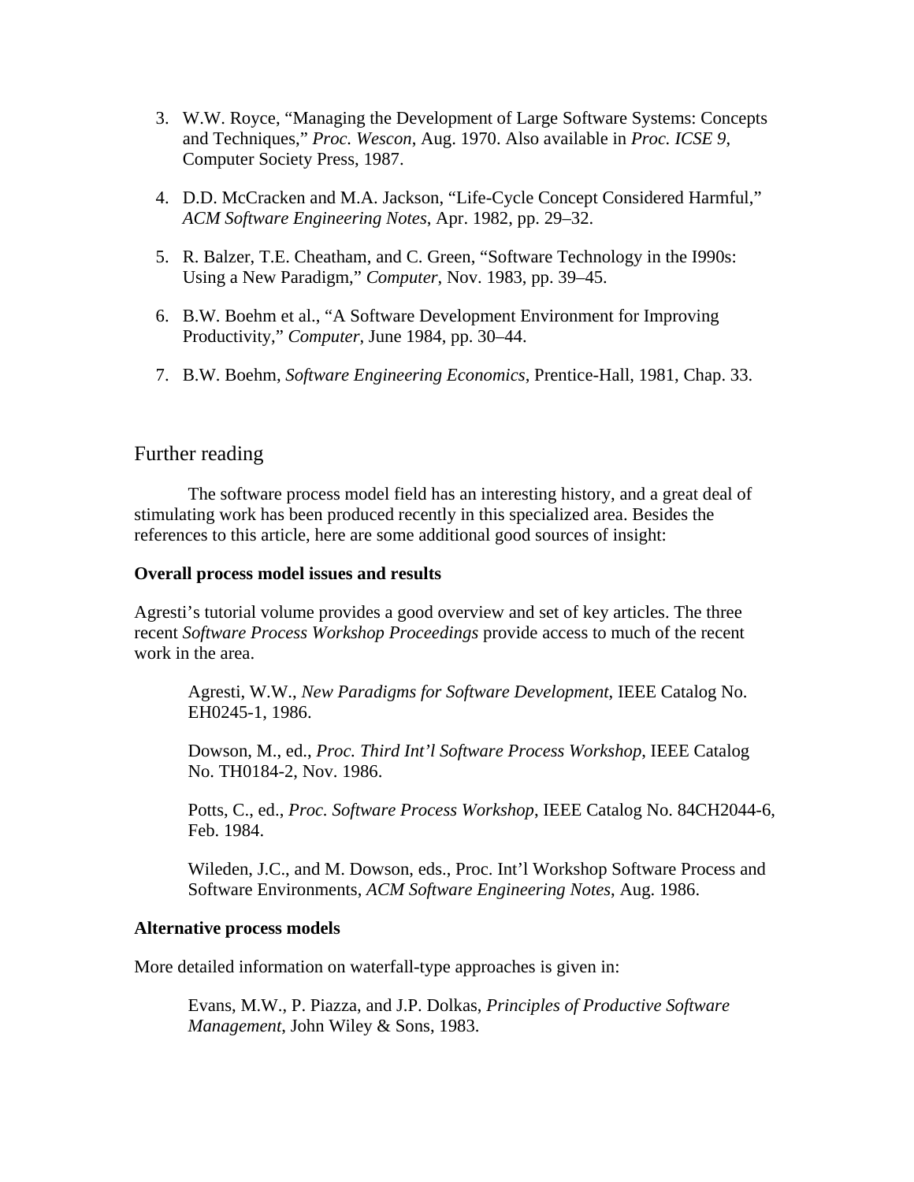3. W.W. Royce, “Managing the Development of Large Software Systems: Concepts and Techniques,” *Proc. Wescon*, Aug. 1970. Also available in *Proc. ICSE 9*, Computer Society Press, 1987.

4. D.D. McCracken and M.A. Jackson, “Life-Cycle Concept Considered Harmful,” *ACM Software Engineering Notes*, Apr. 1982, pp. 29–32.

5. R. Balzer, T.E. Cheatham, and C. Green, “Software Technology in the I990s: Using a New Paradigm,” *Computer*, Nov. 1983, pp. 39–45.

6. B.W. Boehm et al., “A Software Development Environment for Improving Productivity,” *Computer*, June 1984, pp. 30–44.

7. B.W. Boehm, *Software Engineering Economics*, Prentice-Hall, 1981, Chap. 33.

## Further reading

The software process model field has an interesting history, and a great deal of stimulating work has been produced recently in this specialized area. Besides the references to this article, here are some additional good sources of insight:

**Overall process model issues and results**

Agresti’s tutorial volume provides a good overview and set of key articles. The three recent *Software Process Workshop Proceedings* provide access to much of the recent work in the area.

> Agresti, W.W., *New Paradigms for Software Development*, IEEE Catalog No. EH0245-1, 1986.
>
> Dowson, M., ed., *Proc. Third Int’l Software Process Workshop*, IEEE Catalog No. TH0184-2, Nov. 1986.
>
> Potts, C., ed., *Proc. Software Process Workshop*, IEEE Catalog No. 84CH2044-6, Feb. 1984.
>
> Wileden, J.C., and M. Dowson, eds., Proc. Int’l Workshop Software Process and Software Environments, *ACM Software Engineering Notes*, Aug. 1986.

**Alternative process models**

More detailed information on waterfall-type approaches is given in:

> Evans, M.W., P. Piazza, and J.P. Dolkas, *Principles of Productive Software Management*, John Wiley & Sons, 1983.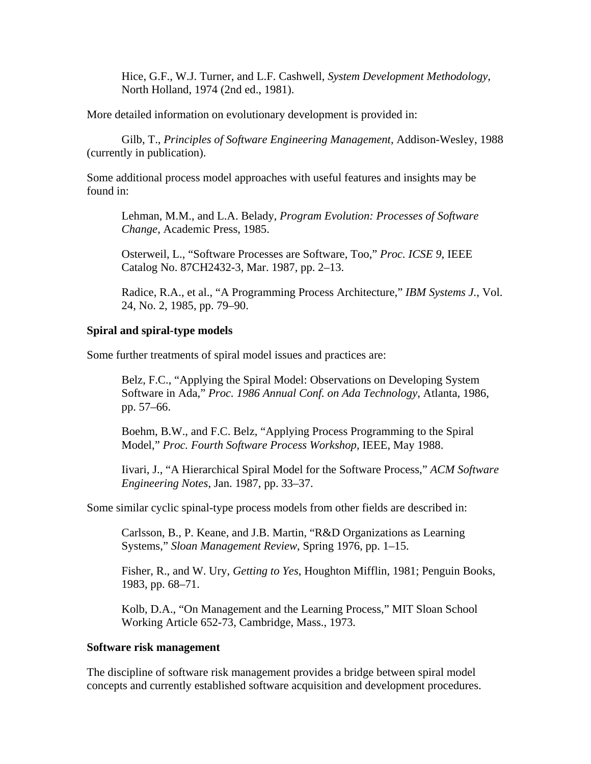Hice, G.F., W.J. Turner, and L.F. Cashwell, *System Development Methodology*, North Holland, 1974 (2nd ed., 1981).

More detailed information on evolutionary development is provided in:

Gilb, T., *Principles of Software Engineering Management*, Addison-Wesley, 1988 (currently in publication).

Some additional process model approaches with useful features and insights may be found in:

Lehman, M.M., and L.A. Belady, *Program Evolution: Processes of Software Change*, Academic Press, 1985.

Osterweil, L., "Software Processes are Software, Too," *Proc. ICSE 9*, IEEE Catalog No. 87CH2432-3, Mar. 1987, pp. 2–13.

Radice, R.A., et al., "A Programming Process Architecture," *IBM Systems J.*, Vol. 24, No. 2, 1985, pp. 79–90.

**Spiral and spiral-type models**

Some further treatments of spiral model issues and practices are:

Belz, F.C., "Applying the Spiral Model: Observations on Developing System Software in Ada," *Proc. 1986 Annual Conf. on Ada Technology*, Atlanta, 1986, pp. 57–66.

Boehm, B.W., and F.C. Belz, "Applying Process Programming to the Spiral Model," *Proc. Fourth Software Process Workshop*, IEEE, May 1988.

Iivari, J., "A Hierarchical Spiral Model for the Software Process," *ACM Software Engineering Notes*, Jan. 1987, pp. 33–37.

Some similar cyclic spinal-type process models from other fields are described in:

Carlsson, B., P. Keane, and J.B. Martin, "R&D Organizations as Learning Systems," *Sloan Management Review*, Spring 1976, pp. 1–15.

Fisher, R., and W. Ury, *Getting to Yes*, Houghton Mifflin, 1981; Penguin Books, 1983, pp. 68–71.

Kolb, D.A., "On Management and the Learning Process," MIT Sloan School Working Article 652-73, Cambridge, Mass., 1973.

**Software risk management**

The discipline of software risk management provides a bridge between spiral model concepts and currently established software acquisition and development procedures.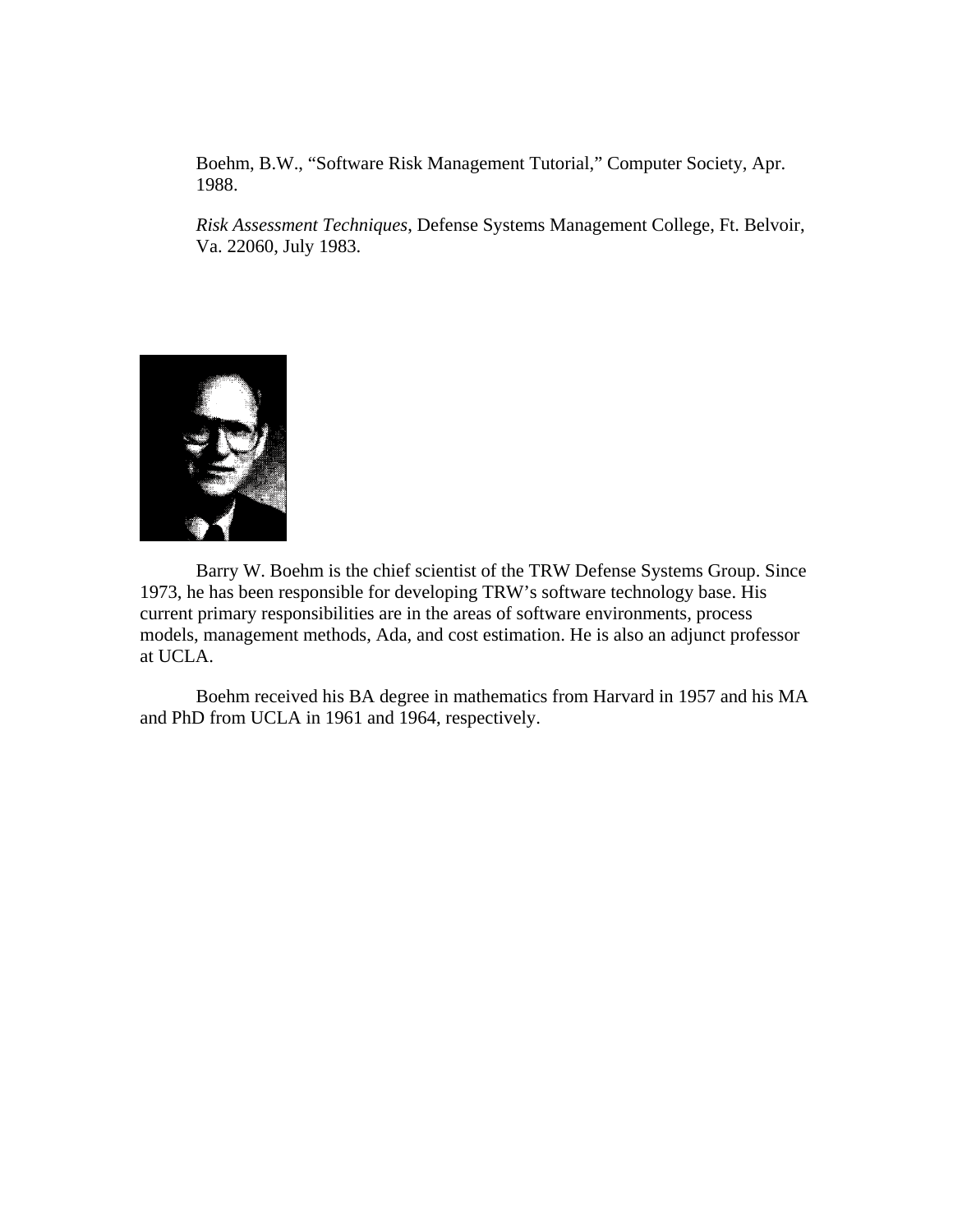Boehm, B.W., "Software Risk Management Tutorial," Computer Society, Apr. 1988.

*Risk Assessment Techniques*, Defense Systems Management College, Ft. Belvoir, Va. 22060, July 1983.

Barry W. Boehm is the chief scientist of the TRW Defense Systems Group. Since 1973, he has been responsible for developing TRW's software technology base. His current primary responsibilities are in the areas of software environments, process models, management methods, Ada, and cost estimation. He is also an adjunct professor at UCLA.

Boehm received his BA degree in mathematics from Harvard in 1957 and his MA and PhD from UCLA in 1961 and 1964, respectively.